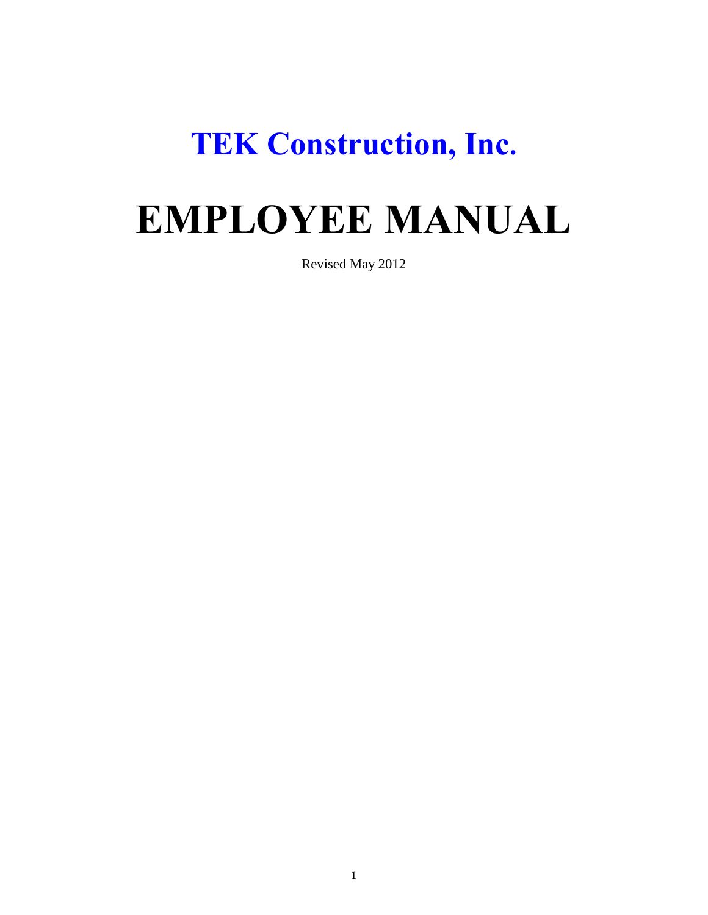# TEK Construction, Inc.

# EMPLOYEE MANUAL

Revised May 2012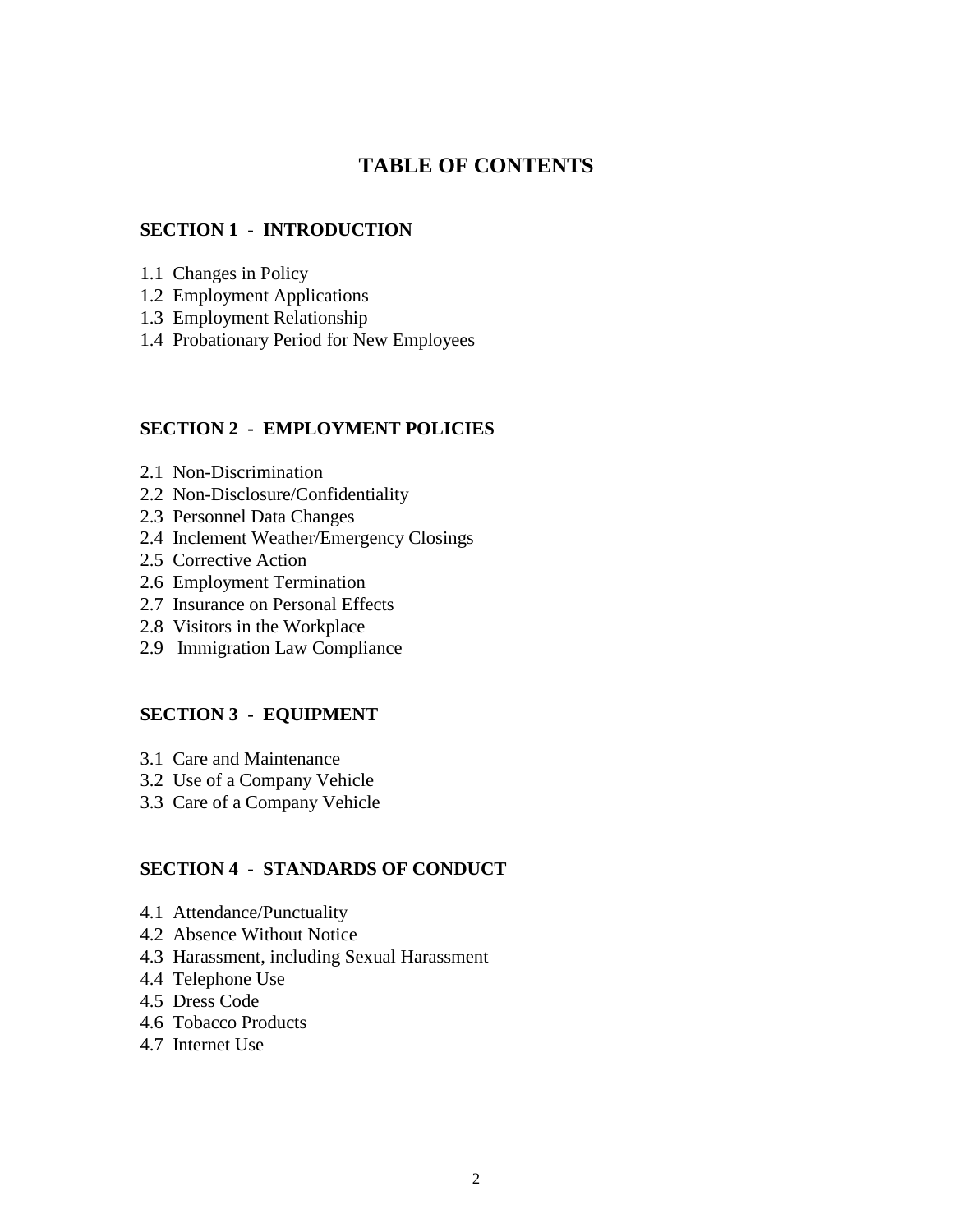# TABLE OF CONTENTS

## SECTION 1 - INTRODUCTION

1.1 Changes in Policy
1.2 Employment Applications
1.3 Employment Relationship
1.4 Probationary Period for New Employees

## SECTION 2 - EMPLOYMENT POLICIES

2.1 Non-Discrimination
2.2 Non-Disclosure/Confidentiality
2.3 Personnel Data Changes
2.4 Inclement Weather/Emergency Closings
2.5 Corrective Action
2.6 Employment Termination
2.7 Insurance on Personal Effects
2.8 Visitors in the Workplace
2.9 Immigration Law Compliance

## SECTION 3 - EQUIPMENT

3.1 Care and Maintenance
3.2 Use of a Company Vehicle
3.3 Care of a Company Vehicle

## SECTION 4 - STANDARDS OF CONDUCT

4.1 Attendance/Punctuality
4.2 Absence Without Notice
4.3 Harassment, including Sexual Harassment
4.4 Telephone Use
4.5 Dress Code
4.6 Tobacco Products
4.7 Internet Use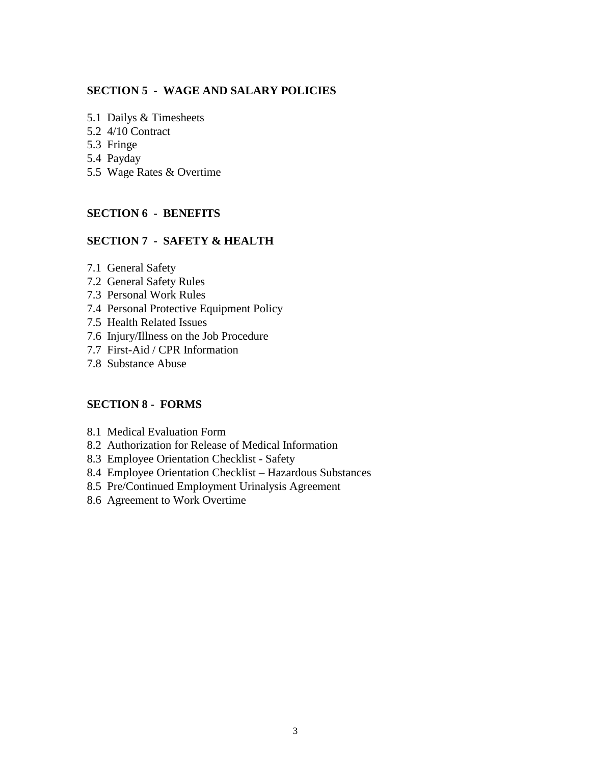## SECTION 5 - WAGE AND SALARY POLICIES

5.1 Dailys & Timesheets
5.2 4/10 Contract
5.3 Fringe
5.4 Payday
5.5 Wage Rates & Overtime

## SECTION 6 - BENEFITS

## SECTION 7 - SAFETY & HEALTH

7.1 General Safety
7.2 General Safety Rules
7.3 Personal Work Rules
7.4 Personal Protective Equipment Policy
7.5 Health Related Issues
7.6 Injury/Illness on the Job Procedure
7.7 First-Aid / CPR Information
7.8 Substance Abuse

## SECTION 8 - FORMS

8.1 Medical Evaluation Form
8.2 Authorization for Release of Medical Information
8.3 Employee Orientation Checklist - Safety
8.4 Employee Orientation Checklist – Hazardous Substances
8.5 Pre/Continued Employment Urinalysis Agreement
8.6 Agreement to Work Overtime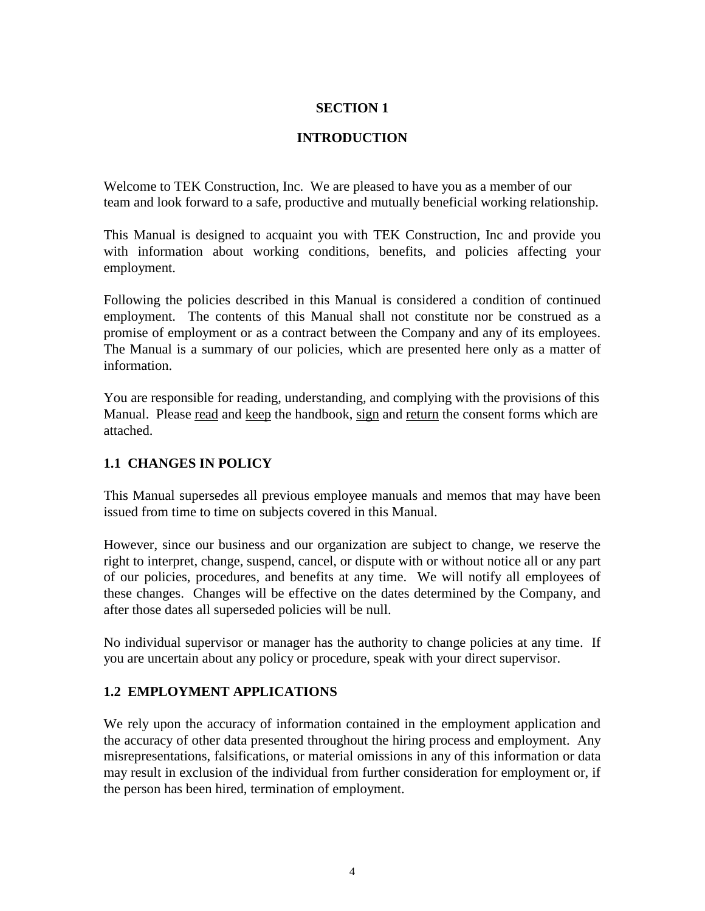# SECTION 1

# INTRODUCTION

Welcome to TEK Construction, Inc. We are pleased to have you as a member of our team and look forward to a safe, productive and mutually beneficial working relationship.

This Manual is designed to acquaint you with TEK Construction, Inc and provide you with information about working conditions, benefits, and policies affecting your employment.

Following the policies described in this Manual is considered a condition of continued employment. The contents of this Manual shall not constitute nor be construed as a promise of employment or as a contract between the Company and any of its employees. The Manual is a summary of our policies, which are presented here only as a matter of information.

You are responsible for reading, understanding, and complying with the provisions of this Manual. Please read and keep the handbook, sign and return the consent forms which are attached.

## 1.1 CHANGES IN POLICY

This Manual supersedes all previous employee manuals and memos that may have been issued from time to time on subjects covered in this Manual.

However, since our business and our organization are subject to change, we reserve the right to interpret, change, suspend, cancel, or dispute with or without notice all or any part of our policies, procedures, and benefits at any time. We will notify all employees of these changes. Changes will be effective on the dates determined by the Company, and after those dates all superseded policies will be null.

No individual supervisor or manager has the authority to change policies at any time. If you are uncertain about any policy or procedure, speak with your direct supervisor.

## 1.2 EMPLOYMENT APPLICATIONS

We rely upon the accuracy of information contained in the employment application and the accuracy of other data presented throughout the hiring process and employment. Any misrepresentations, falsifications, or material omissions in any of this information or data may result in exclusion of the individual from further consideration for employment or, if the person has been hired, termination of employment.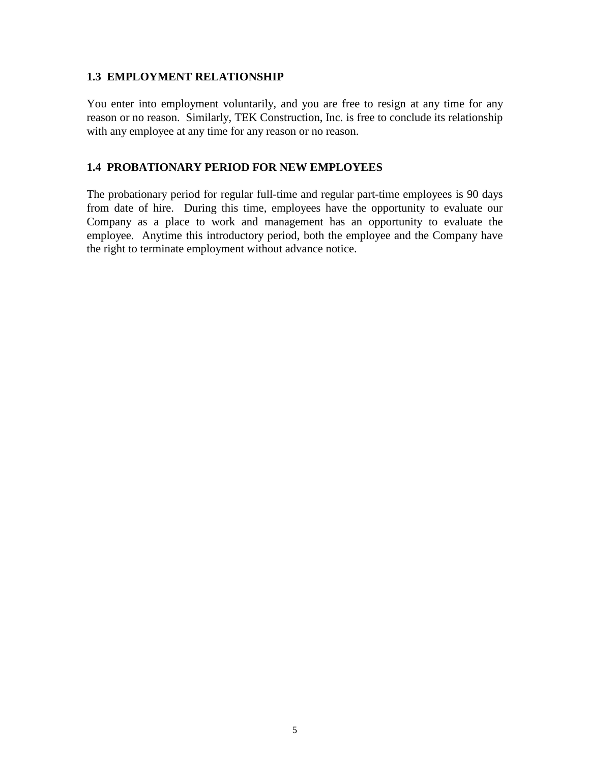### 1.3 EMPLOYMENT RELATIONSHIP

You enter into employment voluntarily, and you are free to resign at any time for any reason or no reason. Similarly, TEK Construction, Inc. is free to conclude its relationship with any employee at any time for any reason or no reason.

### 1.4 PROBATIONARY PERIOD FOR NEW EMPLOYEES

The probationary period for regular full-time and regular part-time employees is 90 days from date of hire. During this time, employees have the opportunity to evaluate our Company as a place to work and management has an opportunity to evaluate the employee. Anytime this introductory period, both the employee and the Company have the right to terminate employment without advance notice.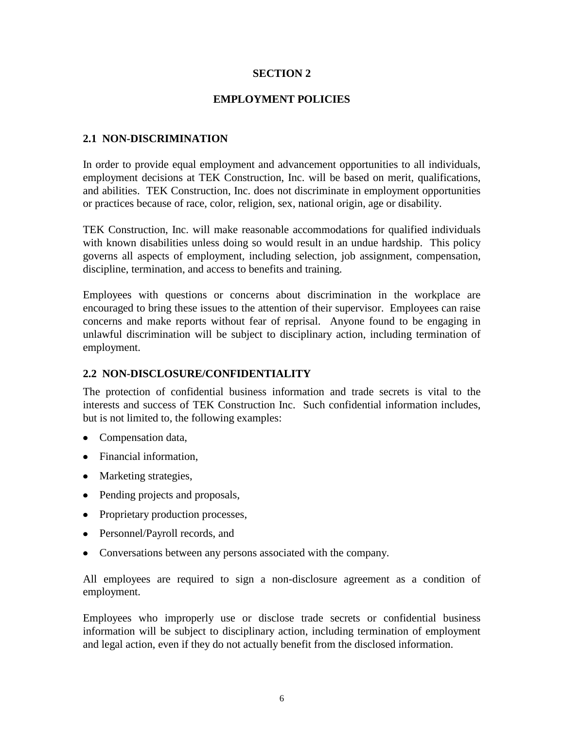# SECTION 2

# EMPLOYMENT POLICIES

## 2.1 NON-DISCRIMINATION

In order to provide equal employment and advancement opportunities to all individuals, employment decisions at TEK Construction, Inc. will be based on merit, qualifications, and abilities. TEK Construction, Inc. does not discriminate in employment opportunities or practices because of race, color, religion, sex, national origin, age or disability.

TEK Construction, Inc. will make reasonable accommodations for qualified individuals with known disabilities unless doing so would result in an undue hardship. This policy governs all aspects of employment, including selection, job assignment, compensation, discipline, termination, and access to benefits and training.

Employees with questions or concerns about discrimination in the workplace are encouraged to bring these issues to the attention of their supervisor. Employees can raise concerns and make reports without fear of reprisal. Anyone found to be engaging in unlawful discrimination will be subject to disciplinary action, including termination of employment.

## 2.2 NON-DISCLOSURE/CONFIDENTIALITY

The protection of confidential business information and trade secrets is vital to the interests and success of TEK Construction Inc. Such confidential information includes, but is not limited to, the following examples:

- Compensation data,
- Financial information,
- Marketing strategies,
- Pending projects and proposals,
- Proprietary production processes,
- Personnel/Payroll records, and
- Conversations between any persons associated with the company.

All employees are required to sign a non-disclosure agreement as a condition of employment.

Employees who improperly use or disclose trade secrets or confidential business information will be subject to disciplinary action, including termination of employment and legal action, even if they do not actually benefit from the disclosed information.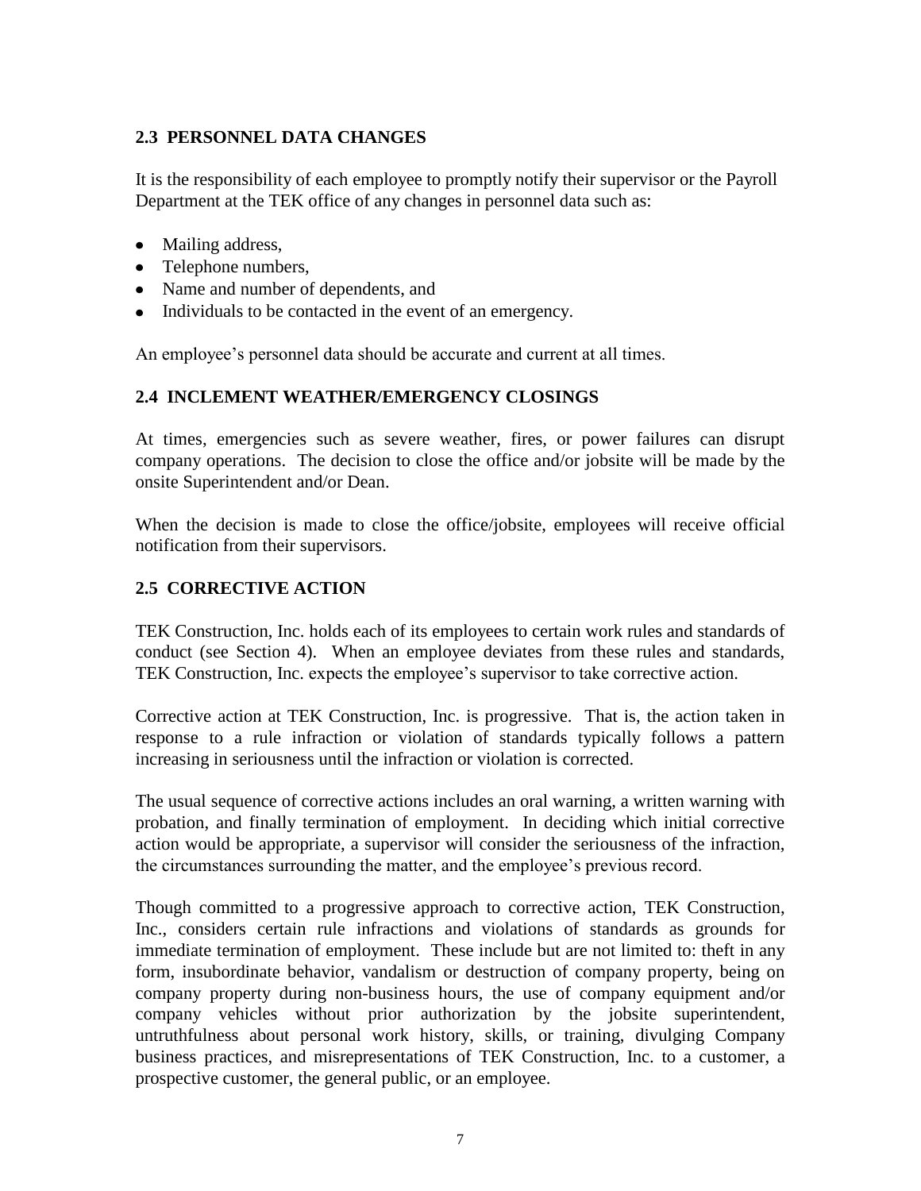## 2.3 PERSONNEL DATA CHANGES

It is the responsibility of each employee to promptly notify their supervisor or the Payroll Department at the TEK office of any changes in personnel data such as:

- Mailing address,
- Telephone numbers,
- Name and number of dependents, and
- Individuals to be contacted in the event of an emergency.

An employee's personnel data should be accurate and current at all times.

## 2.4 INCLEMENT WEATHER/EMERGENCY CLOSINGS

At times, emergencies such as severe weather, fires, or power failures can disrupt company operations. The decision to close the office and/or jobsite will be made by the onsite Superintendent and/or Dean.

When the decision is made to close the office/jobsite, employees will receive official notification from their supervisors.

## 2.5 CORRECTIVE ACTION

TEK Construction, Inc. holds each of its employees to certain work rules and standards of conduct (see Section 4). When an employee deviates from these rules and standards, TEK Construction, Inc. expects the employee's supervisor to take corrective action.

Corrective action at TEK Construction, Inc. is progressive. That is, the action taken in response to a rule infraction or violation of standards typically follows a pattern increasing in seriousness until the infraction or violation is corrected.

The usual sequence of corrective actions includes an oral warning, a written warning with probation, and finally termination of employment. In deciding which initial corrective action would be appropriate, a supervisor will consider the seriousness of the infraction, the circumstances surrounding the matter, and the employee's previous record.

Though committed to a progressive approach to corrective action, TEK Construction, Inc., considers certain rule infractions and violations of standards as grounds for immediate termination of employment. These include but are not limited to: theft in any form, insubordinate behavior, vandalism or destruction of company property, being on company property during non-business hours, the use of company equipment and/or company vehicles without prior authorization by the jobsite superintendent, untruthfulness about personal work history, skills, or training, divulging Company business practices, and misrepresentations of TEK Construction, Inc. to a customer, a prospective customer, the general public, or an employee.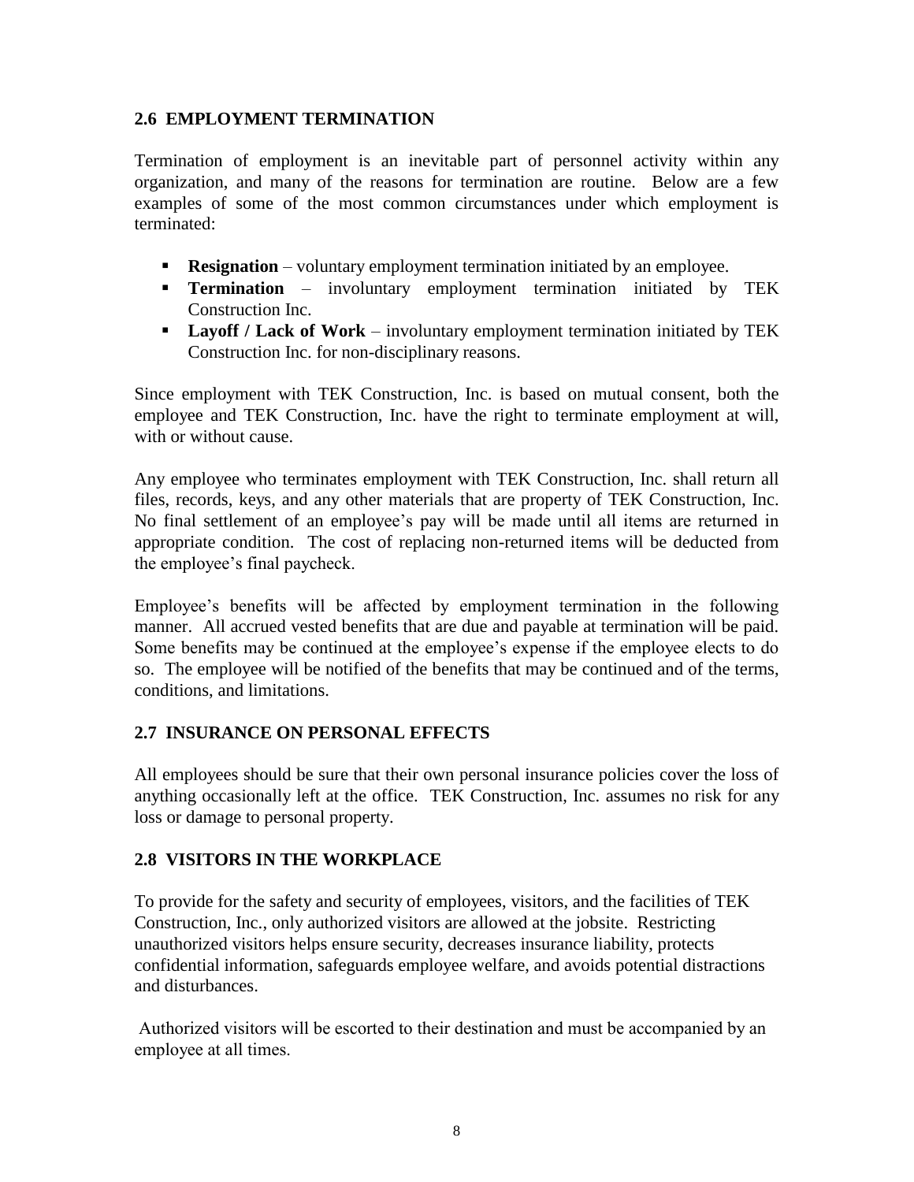## 2.6 EMPLOYMENT TERMINATION

Termination of employment is an inevitable part of personnel activity within any organization, and many of the reasons for termination are routine. Below are a few examples of some of the most common circumstances under which employment is terminated:

- **Resignation** – voluntary employment termination initiated by an employee.
- **Termination** – involuntary employment termination initiated by TEK Construction Inc.
- **Layoff / Lack of Work** – involuntary employment termination initiated by TEK Construction Inc. for non-disciplinary reasons.

Since employment with TEK Construction, Inc. is based on mutual consent, both the employee and TEK Construction, Inc. have the right to terminate employment at will, with or without cause.

Any employee who terminates employment with TEK Construction, Inc. shall return all files, records, keys, and any other materials that are property of TEK Construction, Inc. No final settlement of an employee's pay will be made until all items are returned in appropriate condition. The cost of replacing non-returned items will be deducted from the employee's final paycheck.

Employee's benefits will be affected by employment termination in the following manner. All accrued vested benefits that are due and payable at termination will be paid. Some benefits may be continued at the employee's expense if the employee elects to do so. The employee will be notified of the benefits that may be continued and of the terms, conditions, and limitations.

## 2.7 INSURANCE ON PERSONAL EFFECTS

All employees should be sure that their own personal insurance policies cover the loss of anything occasionally left at the office. TEK Construction, Inc. assumes no risk for any loss or damage to personal property.

## 2.8 VISITORS IN THE WORKPLACE

To provide for the safety and security of employees, visitors, and the facilities of TEK Construction, Inc., only authorized visitors are allowed at the jobsite. Restricting unauthorized visitors helps ensure security, decreases insurance liability, protects confidential information, safeguards employee welfare, and avoids potential distractions and disturbances.

Authorized visitors will be escorted to their destination and must be accompanied by an employee at all times.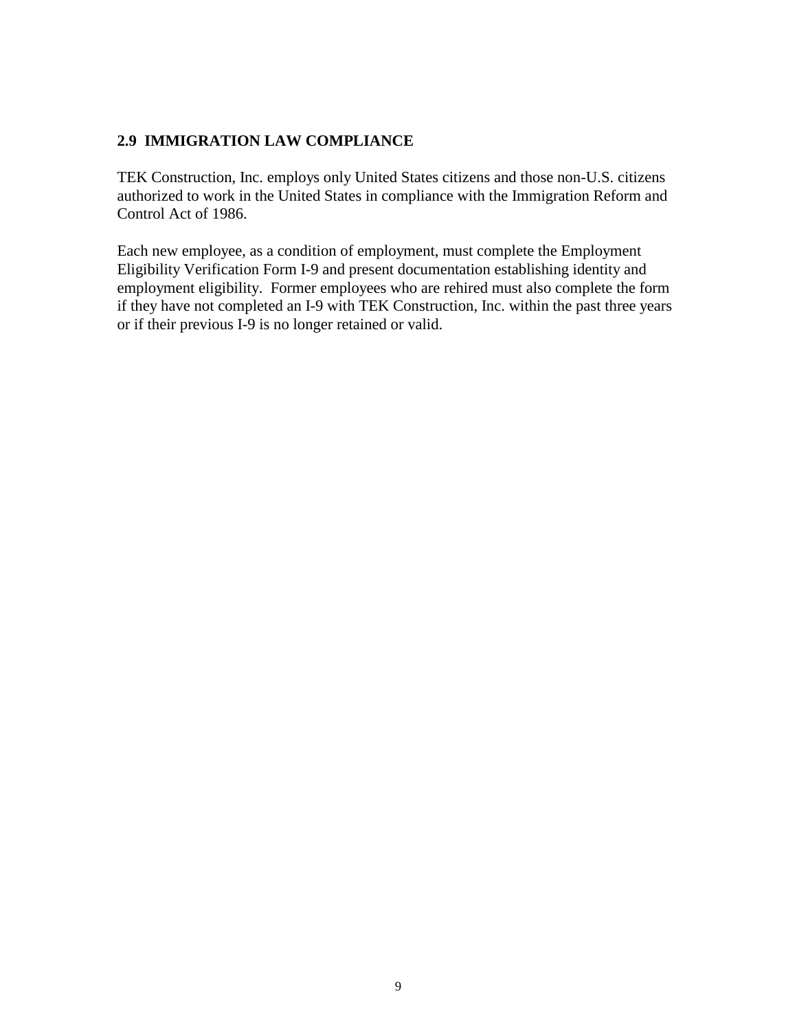## 2.9 IMMIGRATION LAW COMPLIANCE

TEK Construction, Inc. employs only United States citizens and those non-U.S. citizens authorized to work in the United States in compliance with the Immigration Reform and Control Act of 1986.

Each new employee, as a condition of employment, must complete the Employment Eligibility Verification Form I-9 and present documentation establishing identity and employment eligibility. Former employees who are rehired must also complete the form if they have not completed an I-9 with TEK Construction, Inc. within the past three years or if their previous I-9 is no longer retained or valid.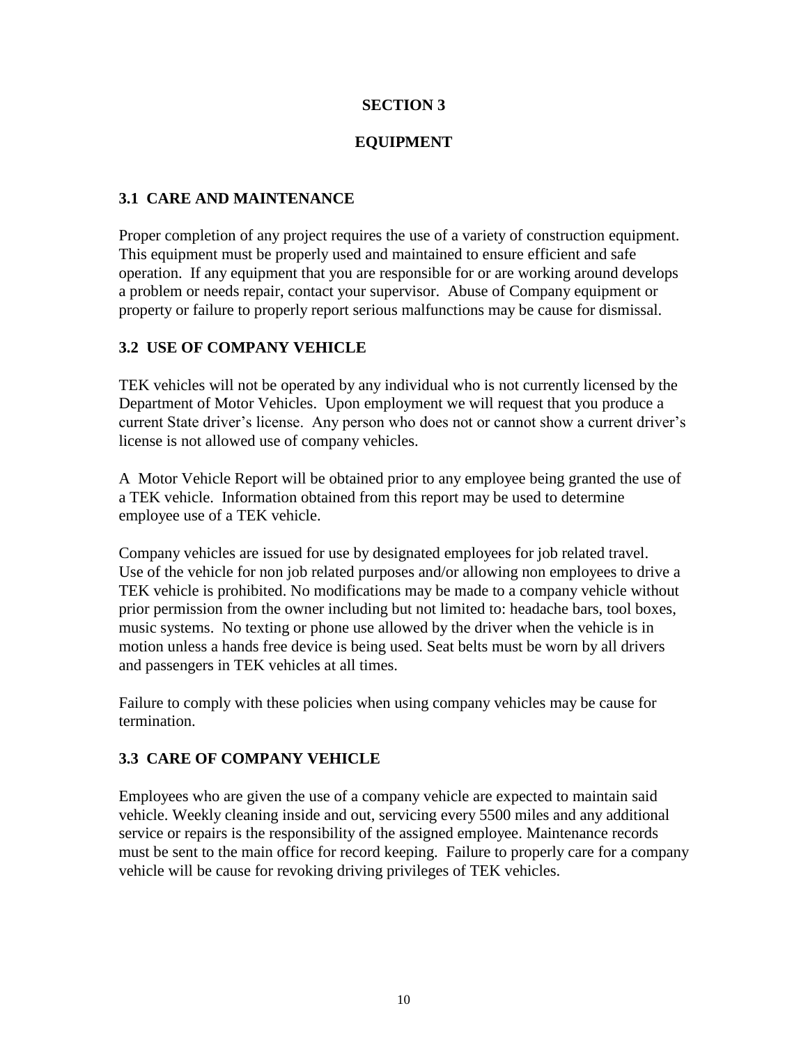# SECTION 3

# EQUIPMENT

## 3.1 CARE AND MAINTENANCE

Proper completion of any project requires the use of a variety of construction equipment. This equipment must be properly used and maintained to ensure efficient and safe operation. If any equipment that you are responsible for or are working around develops a problem or needs repair, contact your supervisor. Abuse of Company equipment or property or failure to properly report serious malfunctions may be cause for dismissal.

## 3.2 USE OF COMPANY VEHICLE

TEK vehicles will not be operated by any individual who is not currently licensed by the Department of Motor Vehicles. Upon employment we will request that you produce a current State driver's license. Any person who does not or cannot show a current driver's license is not allowed use of company vehicles.

A Motor Vehicle Report will be obtained prior to any employee being granted the use of a TEK vehicle. Information obtained from this report may be used to determine employee use of a TEK vehicle.

Company vehicles are issued for use by designated employees for job related travel. Use of the vehicle for non job related purposes and/or allowing non employees to drive a TEK vehicle is prohibited. No modifications may be made to a company vehicle without prior permission from the owner including but not limited to: headache bars, tool boxes, music systems. No texting or phone use allowed by the driver when the vehicle is in motion unless a hands free device is being used. Seat belts must be worn by all drivers and passengers in TEK vehicles at all times.

Failure to comply with these policies when using company vehicles may be cause for termination.

## 3.3 CARE OF COMPANY VEHICLE

Employees who are given the use of a company vehicle are expected to maintain said vehicle. Weekly cleaning inside and out, servicing every 5500 miles and any additional service or repairs is the responsibility of the assigned employee. Maintenance records must be sent to the main office for record keeping. Failure to properly care for a company vehicle will be cause for revoking driving privileges of TEK vehicles.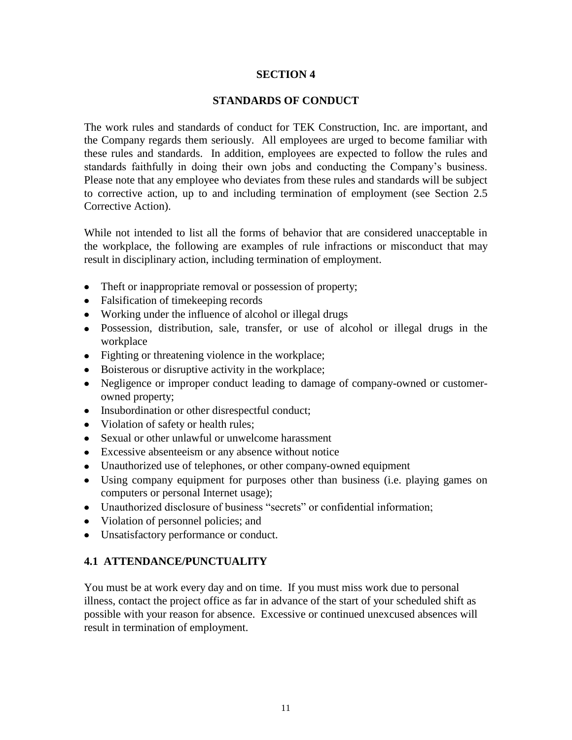# SECTION 4

# STANDARDS OF CONDUCT

The work rules and standards of conduct for TEK Construction, Inc. are important, and the Company regards them seriously. All employees are urged to become familiar with these rules and standards. In addition, employees are expected to follow the rules and standards faithfully in doing their own jobs and conducting the Company's business. Please note that any employee who deviates from these rules and standards will be subject to corrective action, up to and including termination of employment (see Section 2.5 Corrective Action).

While not intended to list all the forms of behavior that are considered unacceptable in the workplace, the following are examples of rule infractions or misconduct that may result in disciplinary action, including termination of employment.

- Theft or inappropriate removal or possession of property;
- Falsification of timekeeping records
- Working under the influence of alcohol or illegal drugs
- Possession, distribution, sale, transfer, or use of alcohol or illegal drugs in the workplace
- Fighting or threatening violence in the workplace;
- Boisterous or disruptive activity in the workplace;
- Negligence or improper conduct leading to damage of company-owned or customer-owned property;
- Insubordination or other disrespectful conduct;
- Violation of safety or health rules;
- Sexual or other unlawful or unwelcome harassment
- Excessive absenteeism or any absence without notice
- Unauthorized use of telephones, or other company-owned equipment
- Using company equipment for purposes other than business (i.e. playing games on computers or personal Internet usage);
- Unauthorized disclosure of business "secrets" or confidential information;
- Violation of personnel policies; and
- Unsatisfactory performance or conduct.

## 4.1 ATTENDANCE/PUNCTUALITY

You must be at work every day and on time. If you must miss work due to personal illness, contact the project office as far in advance of the start of your scheduled shift as possible with your reason for absence. Excessive or continued unexcused absences will result in termination of employment.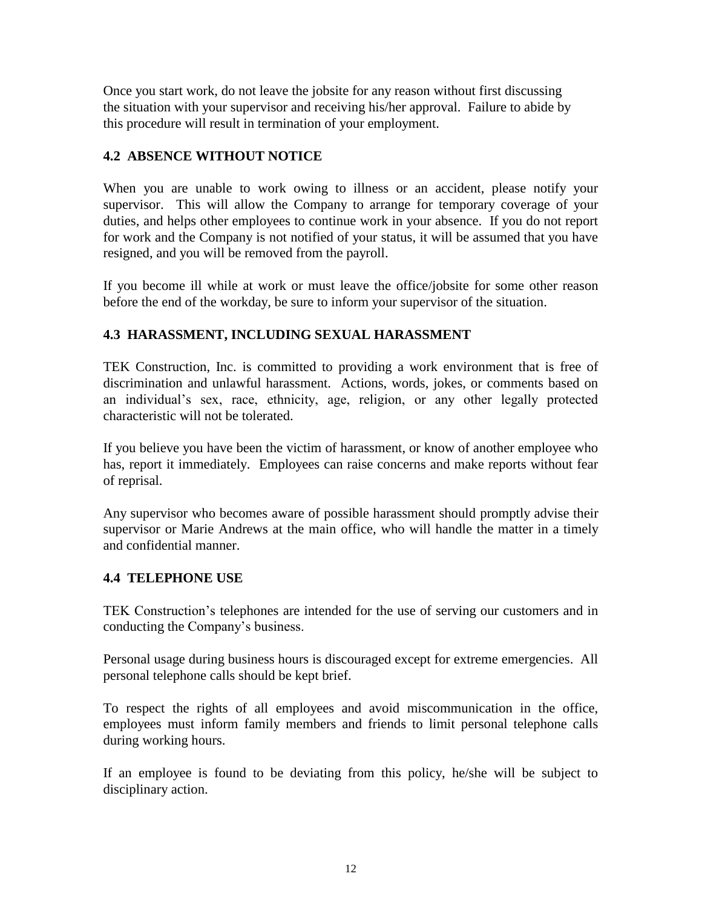Once you start work, do not leave the jobsite for any reason without first discussing the situation with your supervisor and receiving his/her approval. Failure to abide by this procedure will result in termination of your employment.

### 4.2 ABSENCE WITHOUT NOTICE

When you are unable to work owing to illness or an accident, please notify your supervisor. This will allow the Company to arrange for temporary coverage of your duties, and helps other employees to continue work in your absence. If you do not report for work and the Company is not notified of your status, it will be assumed that you have resigned, and you will be removed from the payroll.

If you become ill while at work or must leave the office/jobsite for some other reason before the end of the workday, be sure to inform your supervisor of the situation.

### 4.3 HARASSMENT, INCLUDING SEXUAL HARASSMENT

TEK Construction, Inc. is committed to providing a work environment that is free of discrimination and unlawful harassment. Actions, words, jokes, or comments based on an individual's sex, race, ethnicity, age, religion, or any other legally protected characteristic will not be tolerated.

If you believe you have been the victim of harassment, or know of another employee who has, report it immediately. Employees can raise concerns and make reports without fear of reprisal.

Any supervisor who becomes aware of possible harassment should promptly advise their supervisor or Marie Andrews at the main office, who will handle the matter in a timely and confidential manner.

### 4.4 TELEPHONE USE

TEK Construction's telephones are intended for the use of serving our customers and in conducting the Company's business.

Personal usage during business hours is discouraged except for extreme emergencies. All personal telephone calls should be kept brief.

To respect the rights of all employees and avoid miscommunication in the office, employees must inform family members and friends to limit personal telephone calls during working hours.

If an employee is found to be deviating from this policy, he/she will be subject to disciplinary action.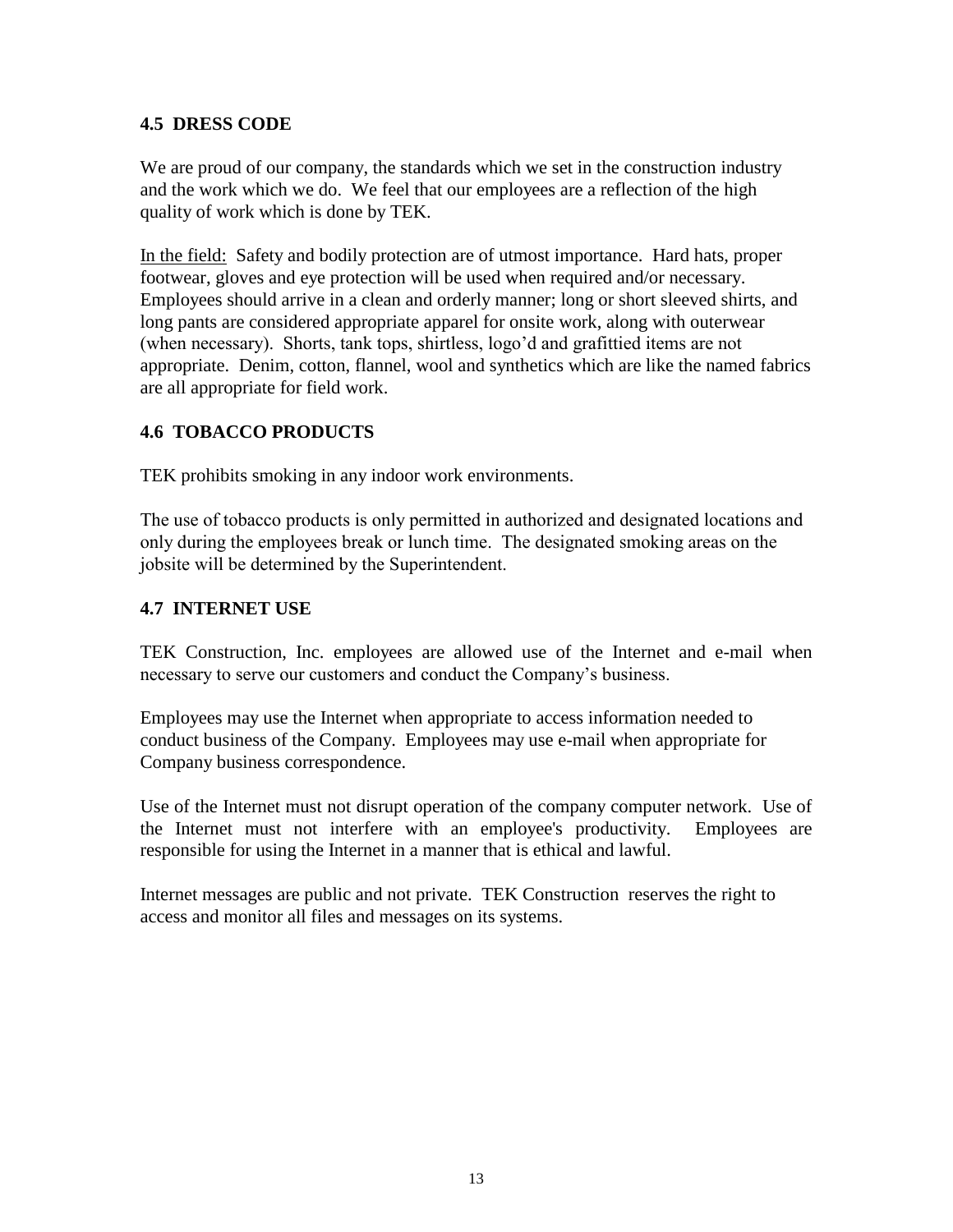## 4.5 DRESS CODE

We are proud of our company, the standards which we set in the construction industry and the work which we do. We feel that our employees are a reflection of the high quality of work which is done by TEK.

In the field: Safety and bodily protection are of utmost importance. Hard hats, proper footwear, gloves and eye protection will be used when required and/or necessary. Employees should arrive in a clean and orderly manner; long or short sleeved shirts, and long pants are considered appropriate apparel for onsite work, along with outerwear (when necessary). Shorts, tank tops, shirtless, logo'd and grafittied items are not appropriate. Denim, cotton, flannel, wool and synthetics which are like the named fabrics are all appropriate for field work.

## 4.6 TOBACCO PRODUCTS

TEK prohibits smoking in any indoor work environments.

The use of tobacco products is only permitted in authorized and designated locations and only during the employees break or lunch time. The designated smoking areas on the jobsite will be determined by the Superintendent.

## 4.7 INTERNET USE

TEK Construction, Inc. employees are allowed use of the Internet and e-mail when necessary to serve our customers and conduct the Company's business.

Employees may use the Internet when appropriate to access information needed to conduct business of the Company. Employees may use e-mail when appropriate for Company business correspondence.

Use of the Internet must not disrupt operation of the company computer network. Use of the Internet must not interfere with an employee's productivity. Employees are responsible for using the Internet in a manner that is ethical and lawful.

Internet messages are public and not private. TEK Construction reserves the right to access and monitor all files and messages on its systems.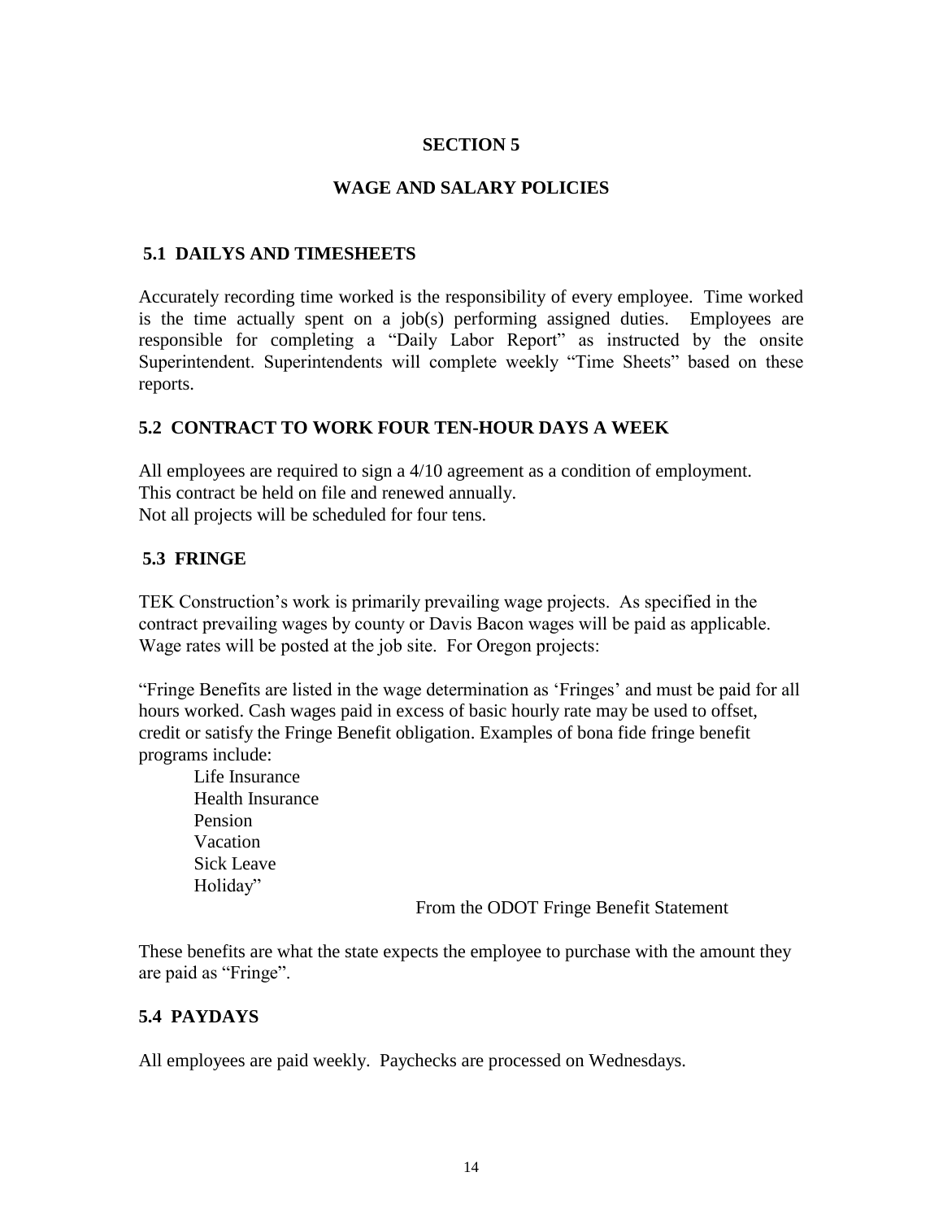# SECTION 5

## WAGE AND SALARY POLICIES

### 5.1 DAILYS AND TIMESHEETS

Accurately recording time worked is the responsibility of every employee. Time worked is the time actually spent on a job(s) performing assigned duties. Employees are responsible for completing a "Daily Labor Report" as instructed by the onsite Superintendent. Superintendents will complete weekly "Time Sheets" based on these reports.

### 5.2 CONTRACT TO WORK FOUR TEN-HOUR DAYS A WEEK

All employees are required to sign a 4/10 agreement as a condition of employment.
This contract be held on file and renewed annually.
Not all projects will be scheduled for four tens.

### 5.3 FRINGE

TEK Construction's work is primarily prevailing wage projects. As specified in the contract prevailing wages by county or Davis Bacon wages will be paid as applicable. Wage rates will be posted at the job site. For Oregon projects:

"Fringe Benefits are listed in the wage determination as 'Fringes' and must be paid for all hours worked. Cash wages paid in excess of basic hourly rate may be used to offset, credit or satisfy the Fringe Benefit obligation. Examples of bona fide fringe benefit programs include:

- Life Insurance
- Health Insurance
- Pension
- Vacation
- Sick Leave
- Holiday"

From the ODOT Fringe Benefit Statement

These benefits are what the state expects the employee to purchase with the amount they are paid as "Fringe".

### 5.4 PAYDAYS

All employees are paid weekly. Paychecks are processed on Wednesdays.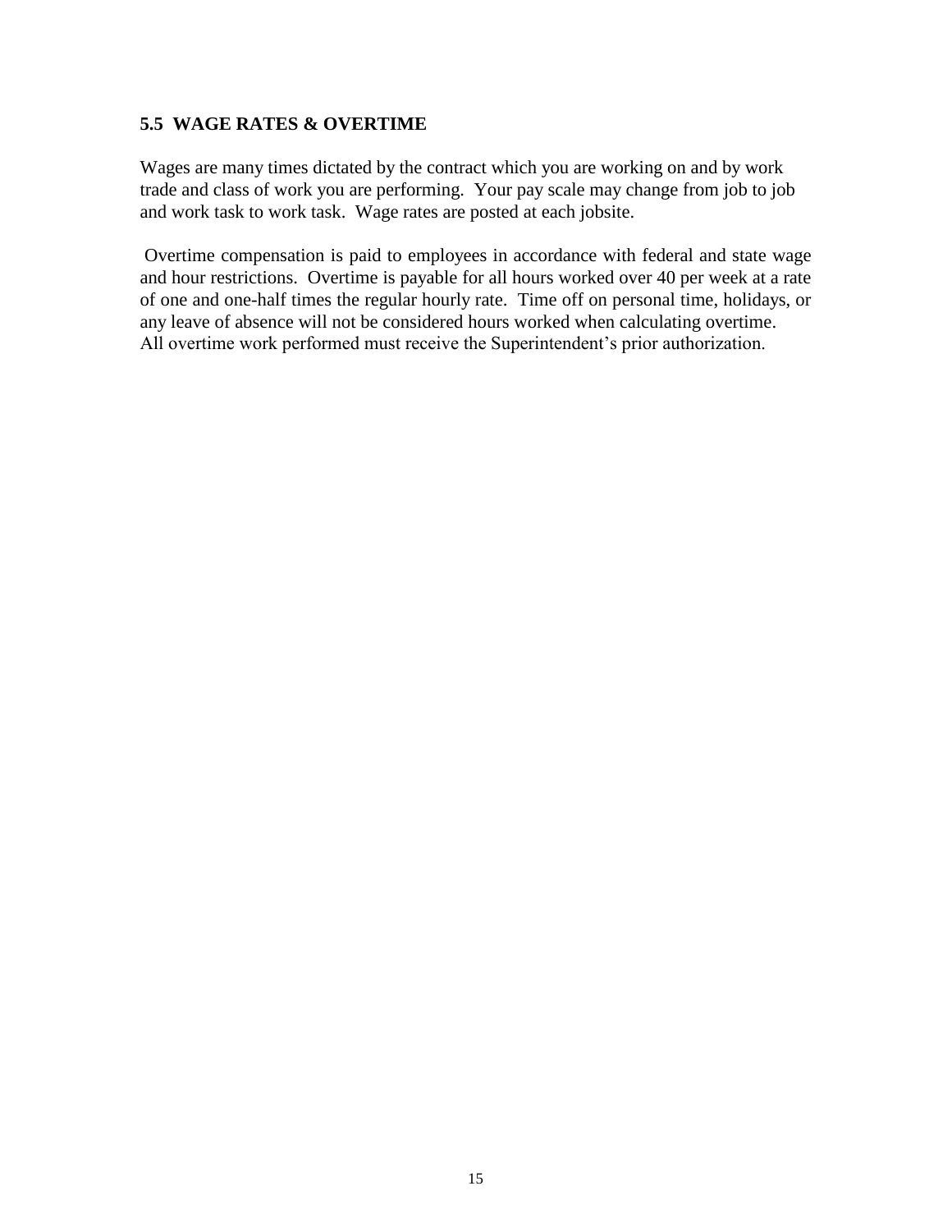### 5.5 WAGE RATES & OVERTIME

Wages are many times dictated by the contract which you are working on and by work trade and class of work you are performing. Your pay scale may change from job to job and work task to work task. Wage rates are posted at each jobsite.

Overtime compensation is paid to employees in accordance with federal and state wage and hour restrictions. Overtime is payable for all hours worked over 40 per week at a rate of one and one-half times the regular hourly rate. Time off on personal time, holidays, or any leave of absence will not be considered hours worked when calculating overtime. All overtime work performed must receive the Superintendent's prior authorization.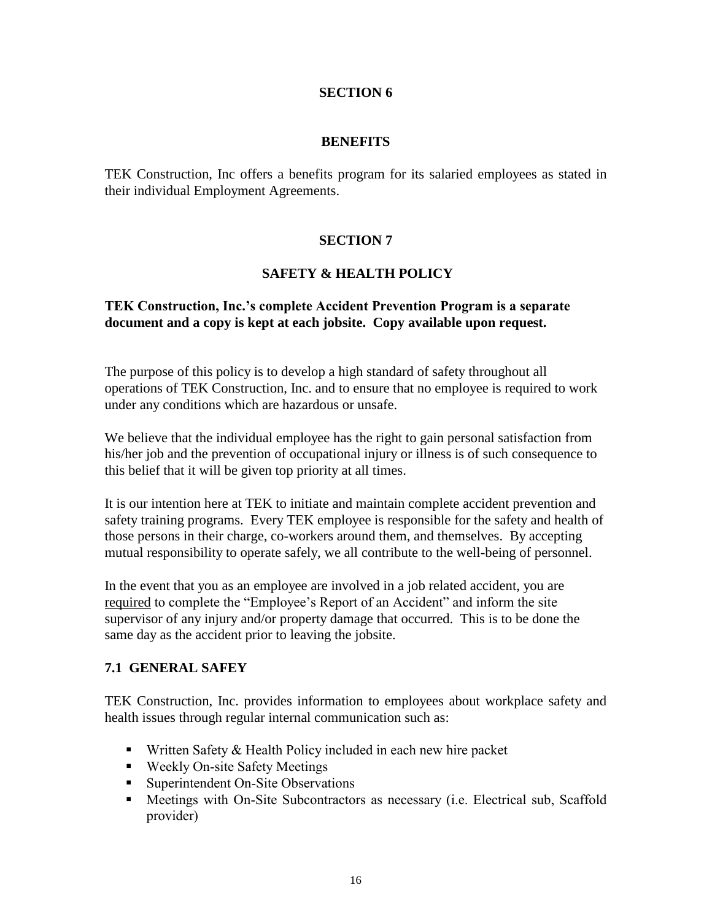## SECTION 6

## BENEFITS

TEK Construction, Inc offers a benefits program for its salaried employees as stated in their individual Employment Agreements.

## SECTION 7

## SAFETY & HEALTH POLICY

**TEK Construction, Inc.'s complete Accident Prevention Program is a separate document and a copy is kept at each jobsite. Copy available upon request.**

The purpose of this policy is to develop a high standard of safety throughout all operations of TEK Construction, Inc. and to ensure that no employee is required to work under any conditions which are hazardous or unsafe.

We believe that the individual employee has the right to gain personal satisfaction from his/her job and the prevention of occupational injury or illness is of such consequence to this belief that it will be given top priority at all times.

It is our intention here at TEK to initiate and maintain complete accident prevention and safety training programs. Every TEK employee is responsible for the safety and health of those persons in their charge, co-workers around them, and themselves. By accepting mutual responsibility to operate safely, we all contribute to the well-being of personnel.

In the event that you as an employee are involved in a job related accident, you are required to complete the "Employee's Report of an Accident" and inform the site supervisor of any injury and/or property damage that occurred. This is to be done the same day as the accident prior to leaving the jobsite.

### 7.1 GENERAL SAFEY

TEK Construction, Inc. provides information to employees about workplace safety and health issues through regular internal communication such as:

- Written Safety & Health Policy included in each new hire packet
- Weekly On-site Safety Meetings
- Superintendent On-Site Observations
- Meetings with On-Site Subcontractors as necessary (i.e. Electrical sub, Scaffold provider)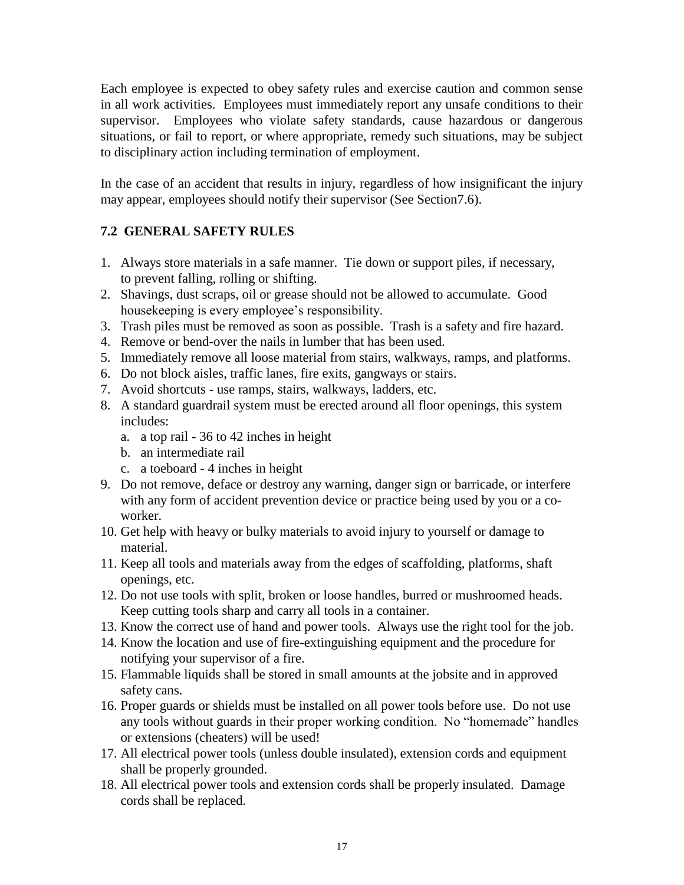Each employee is expected to obey safety rules and exercise caution and common sense in all work activities. Employees must immediately report any unsafe conditions to their supervisor. Employees who violate safety standards, cause hazardous or dangerous situations, or fail to report, or where appropriate, remedy such situations, may be subject to disciplinary action including termination of employment.

In the case of an accident that results in injury, regardless of how insignificant the injury may appear, employees should notify their supervisor (See Section7.6).

## 7.2 GENERAL SAFETY RULES

1. Always store materials in a safe manner. Tie down or support piles, if necessary, to prevent falling, rolling or shifting.
2. Shavings, dust scraps, oil or grease should not be allowed to accumulate. Good housekeeping is every employee's responsibility.
3. Trash piles must be removed as soon as possible. Trash is a safety and fire hazard.
4. Remove or bend-over the nails in lumber that has been used.
5. Immediately remove all loose material from stairs, walkways, ramps, and platforms.
6. Do not block aisles, traffic lanes, fire exits, gangways or stairs.
7. Avoid shortcuts - use ramps, stairs, walkways, ladders, etc.
8. A standard guardrail system must be erected around all floor openings, this system includes:
   a. a top rail - 36 to 42 inches in height
   b. an intermediate rail
   c. a toeboard - 4 inches in height
9. Do not remove, deface or destroy any warning, danger sign or barricade, or interfere with any form of accident prevention device or practice being used by you or a co-worker.
10. Get help with heavy or bulky materials to avoid injury to yourself or damage to material.
11. Keep all tools and materials away from the edges of scaffolding, platforms, shaft openings, etc.
12. Do not use tools with split, broken or loose handles, burred or mushroomed heads. Keep cutting tools sharp and carry all tools in a container.
13. Know the correct use of hand and power tools. Always use the right tool for the job.
14. Know the location and use of fire-extinguishing equipment and the procedure for notifying your supervisor of a fire.
15. Flammable liquids shall be stored in small amounts at the jobsite and in approved safety cans.
16. Proper guards or shields must be installed on all power tools before use. Do not use any tools without guards in their proper working condition. No "homemade" handles or extensions (cheaters) will be used!
17. All electrical power tools (unless double insulated), extension cords and equipment shall be properly grounded.
18. All electrical power tools and extension cords shall be properly insulated. Damage cords shall be replaced.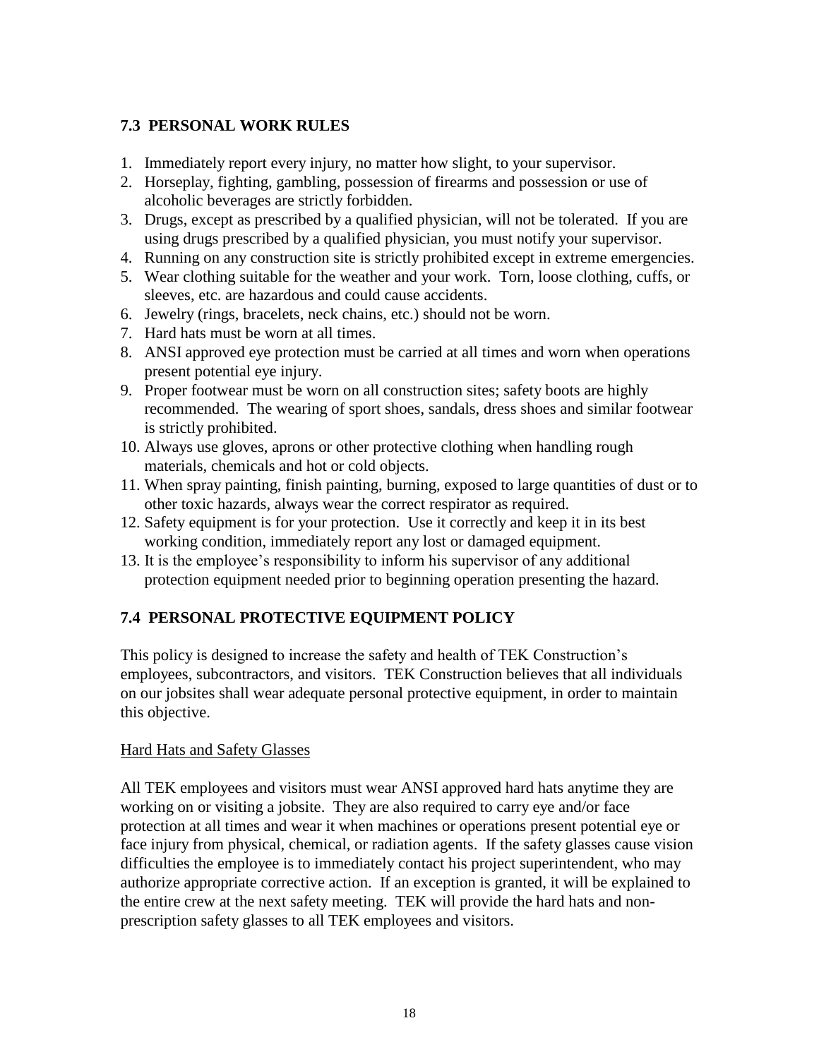## 7.3 PERSONAL WORK RULES

1. Immediately report every injury, no matter how slight, to your supervisor.
2. Horseplay, fighting, gambling, possession of firearms and possession or use of alcoholic beverages are strictly forbidden.
3. Drugs, except as prescribed by a qualified physician, will not be tolerated. If you are using drugs prescribed by a qualified physician, you must notify your supervisor.
4. Running on any construction site is strictly prohibited except in extreme emergencies.
5. Wear clothing suitable for the weather and your work. Torn, loose clothing, cuffs, or sleeves, etc. are hazardous and could cause accidents.
6. Jewelry (rings, bracelets, neck chains, etc.) should not be worn.
7. Hard hats must be worn at all times.
8. ANSI approved eye protection must be carried at all times and worn when operations present potential eye injury.
9. Proper footwear must be worn on all construction sites; safety boots are highly recommended. The wearing of sport shoes, sandals, dress shoes and similar footwear is strictly prohibited.
10. Always use gloves, aprons or other protective clothing when handling rough materials, chemicals and hot or cold objects.
11. When spray painting, finish painting, burning, exposed to large quantities of dust or to other toxic hazards, always wear the correct respirator as required.
12. Safety equipment is for your protection. Use it correctly and keep it in its best working condition, immediately report any lost or damaged equipment.
13. It is the employee's responsibility to inform his supervisor of any additional protection equipment needed prior to beginning operation presenting the hazard.

## 7.4 PERSONAL PROTECTIVE EQUIPMENT POLICY

This policy is designed to increase the safety and health of TEK Construction's employees, subcontractors, and visitors. TEK Construction believes that all individuals on our jobsites shall wear adequate personal protective equipment, in order to maintain this objective.

<u>Hard Hats and Safety Glasses</u>

All TEK employees and visitors must wear ANSI approved hard hats anytime they are working on or visiting a jobsite. They are also required to carry eye and/or face protection at all times and wear it when machines or operations present potential eye or face injury from physical, chemical, or radiation agents. If the safety glasses cause vision difficulties the employee is to immediately contact his project superintendent, who may authorize appropriate corrective action. If an exception is granted, it will be explained to the entire crew at the next safety meeting. TEK will provide the hard hats and non-prescription safety glasses to all TEK employees and visitors.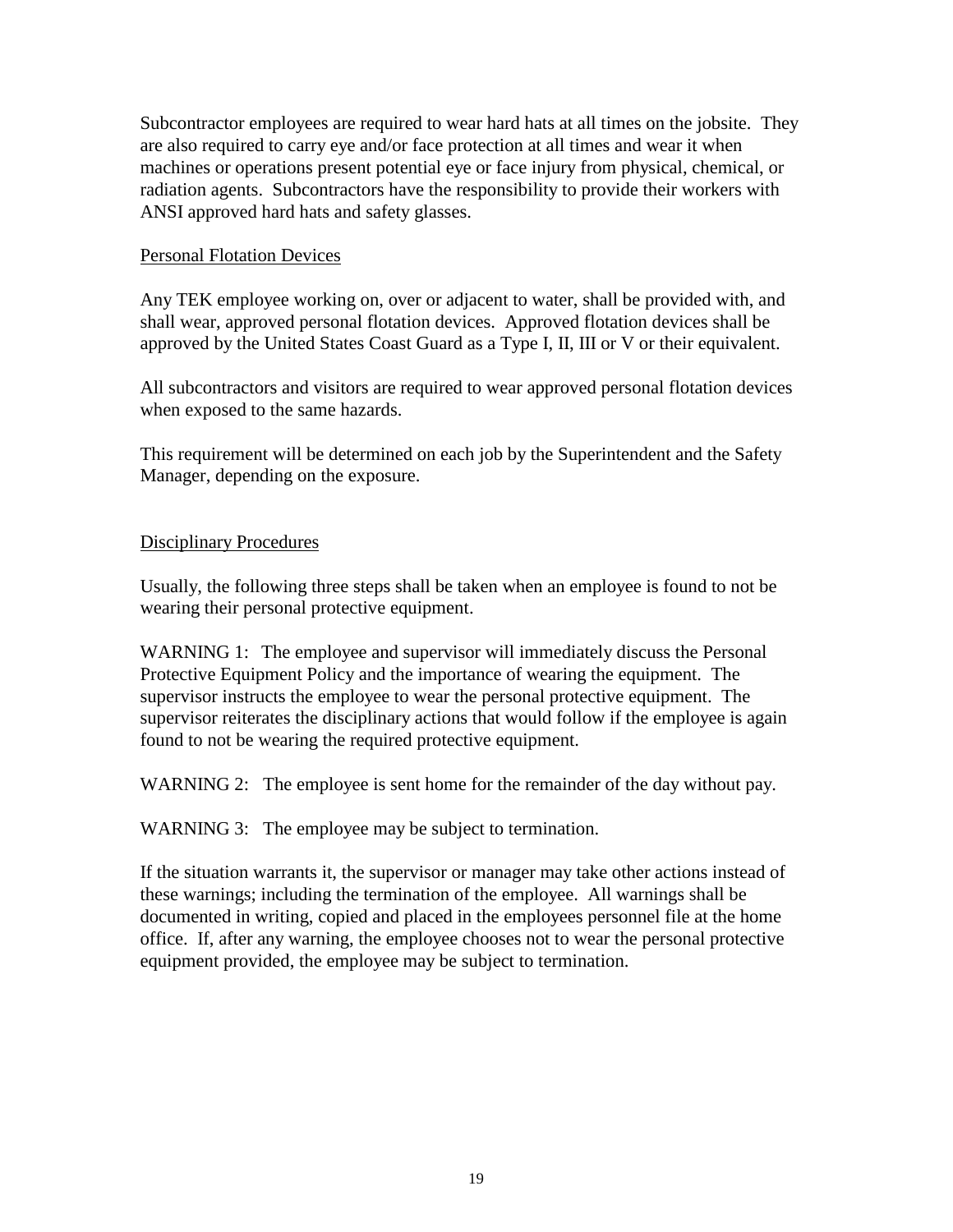Subcontractor employees are required to wear hard hats at all times on the jobsite. They are also required to carry eye and/or face protection at all times and wear it when machines or operations present potential eye or face injury from physical, chemical, or radiation agents. Subcontractors have the responsibility to provide their workers with ANSI approved hard hats and safety glasses.

## Personal Flotation Devices

Any TEK employee working on, over or adjacent to water, shall be provided with, and shall wear, approved personal flotation devices. Approved flotation devices shall be approved by the United States Coast Guard as a Type I, II, III or V or their equivalent.

All subcontractors and visitors are required to wear approved personal flotation devices when exposed to the same hazards.

This requirement will be determined on each job by the Superintendent and the Safety Manager, depending on the exposure.

## Disciplinary Procedures

Usually, the following three steps shall be taken when an employee is found to not be wearing their personal protective equipment.

WARNING 1: The employee and supervisor will immediately discuss the Personal Protective Equipment Policy and the importance of wearing the equipment. The supervisor instructs the employee to wear the personal protective equipment. The supervisor reiterates the disciplinary actions that would follow if the employee is again found to not be wearing the required protective equipment.

WARNING 2: The employee is sent home for the remainder of the day without pay.

WARNING 3: The employee may be subject to termination.

If the situation warrants it, the supervisor or manager may take other actions instead of these warnings; including the termination of the employee. All warnings shall be documented in writing, copied and placed in the employees personnel file at the home office. If, after any warning, the employee chooses not to wear the personal protective equipment provided, the employee may be subject to termination.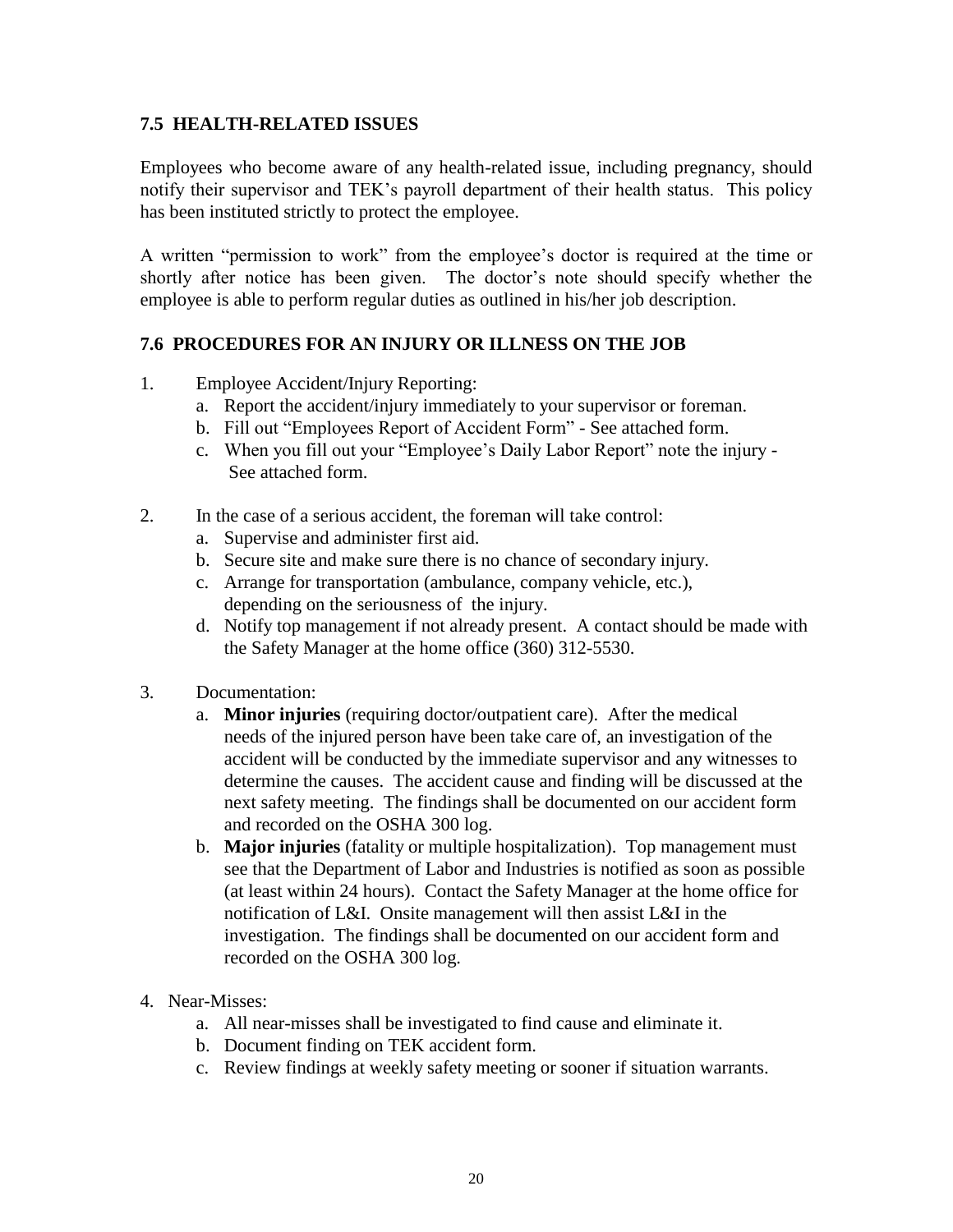### 7.5 HEALTH-RELATED ISSUES

Employees who become aware of any health-related issue, including pregnancy, should notify their supervisor and TEK's payroll department of their health status. This policy has been instituted strictly to protect the employee.

A written "permission to work" from the employee's doctor is required at the time or shortly after notice has been given. The doctor's note should specify whether the employee is able to perform regular duties as outlined in his/her job description.

### 7.6 PROCEDURES FOR AN INJURY OR ILLNESS ON THE JOB

1. Employee Accident/Injury Reporting:
   a. Report the accident/injury immediately to your supervisor or foreman.
   b. Fill out "Employees Report of Accident Form" - See attached form.
   c. When you fill out your "Employee's Daily Labor Report" note the injury - See attached form.

2. In the case of a serious accident, the foreman will take control:
   a. Supervise and administer first aid.
   b. Secure site and make sure there is no chance of secondary injury.
   c. Arrange for transportation (ambulance, company vehicle, etc.), depending on the seriousness of the injury.
   d. Notify top management if not already present. A contact should be made with the Safety Manager at the home office (360) 312-5530.

3. Documentation:
   a. **Minor injuries** (requiring doctor/outpatient care). After the medical needs of the injured person have been take care of, an investigation of the accident will be conducted by the immediate supervisor and any witnesses to determine the causes. The accident cause and finding will be discussed at the next safety meeting. The findings shall be documented on our accident form and recorded on the OSHA 300 log.
   b. **Major injuries** (fatality or multiple hospitalization). Top management must see that the Department of Labor and Industries is notified as soon as possible (at least within 24 hours). Contact the Safety Manager at the home office for notification of L&I. Onsite management will then assist L&I in the investigation. The findings shall be documented on our accident form and recorded on the OSHA 300 log.

4. Near-Misses:
   a. All near-misses shall be investigated to find cause and eliminate it.
   b. Document finding on TEK accident form.
   c. Review findings at weekly safety meeting or sooner if situation warrants.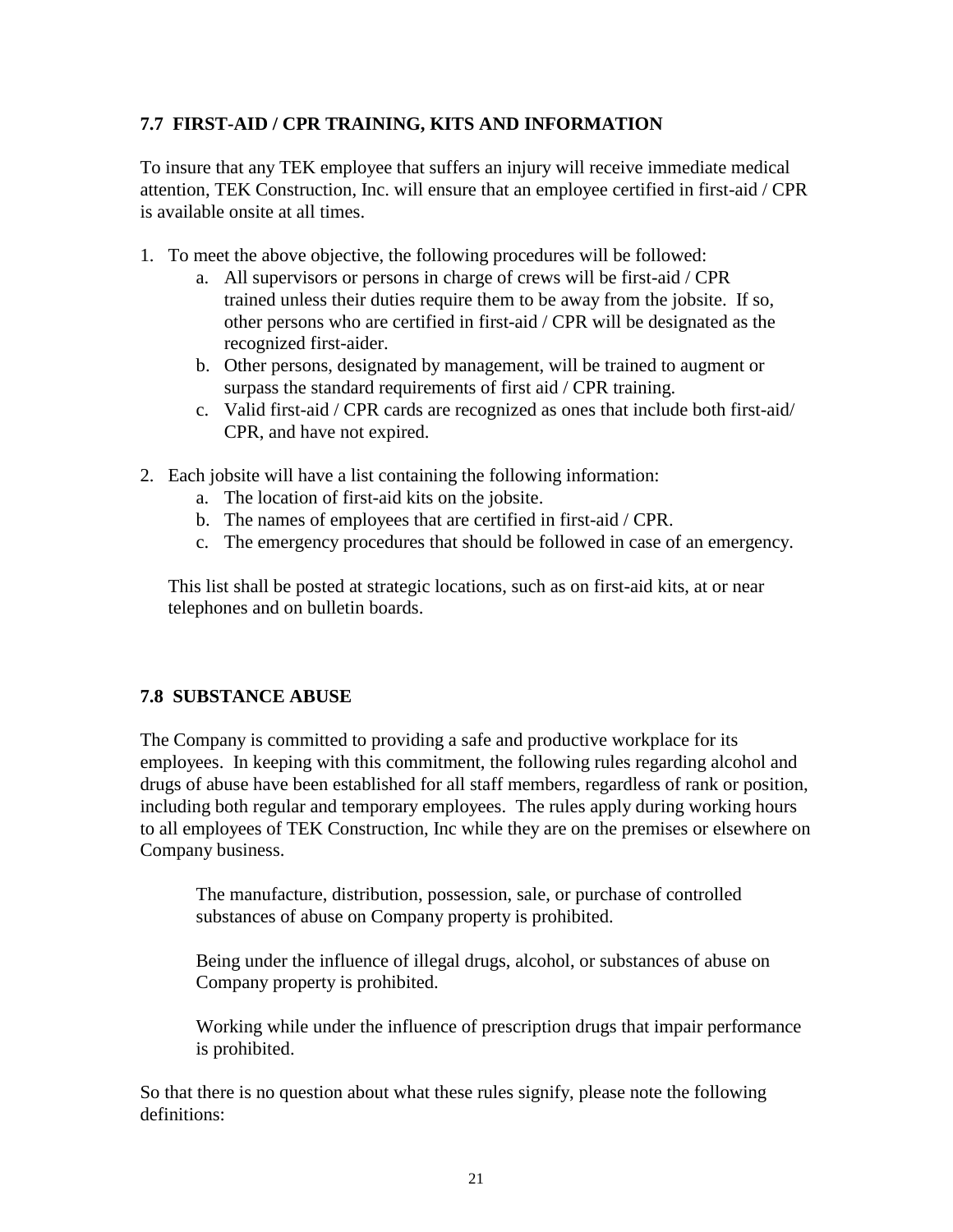## 7.7 FIRST-AID / CPR TRAINING, KITS AND INFORMATION

To insure that any TEK employee that suffers an injury will receive immediate medical attention, TEK Construction, Inc. will ensure that an employee certified in first-aid / CPR is available onsite at all times.

1. To meet the above objective, the following procedures will be followed:
   a. All supervisors or persons in charge of crews will be first-aid / CPR trained unless their duties require them to be away from the jobsite. If so, other persons who are certified in first-aid / CPR will be designated as the recognized first-aider.
   b. Other persons, designated by management, will be trained to augment or surpass the standard requirements of first aid / CPR training.
   c. Valid first-aid / CPR cards are recognized as ones that include both first-aid/ CPR, and have not expired.

2. Each jobsite will have a list containing the following information:
   a. The location of first-aid kits on the jobsite.
   b. The names of employees that are certified in first-aid / CPR.
   c. The emergency procedures that should be followed in case of an emergency.

   This list shall be posted at strategic locations, such as on first-aid kits, at or near telephones and on bulletin boards.

## 7.8 SUBSTANCE ABUSE

The Company is committed to providing a safe and productive workplace for its employees. In keeping with this commitment, the following rules regarding alcohol and drugs of abuse have been established for all staff members, regardless of rank or position, including both regular and temporary employees. The rules apply during working hours to all employees of TEK Construction, Inc while they are on the premises or elsewhere on Company business.

> The manufacture, distribution, possession, sale, or purchase of controlled substances of abuse on Company property is prohibited.
>
> Being under the influence of illegal drugs, alcohol, or substances of abuse on Company property is prohibited.
>
> Working while under the influence of prescription drugs that impair performance is prohibited.

So that there is no question about what these rules signify, please note the following definitions: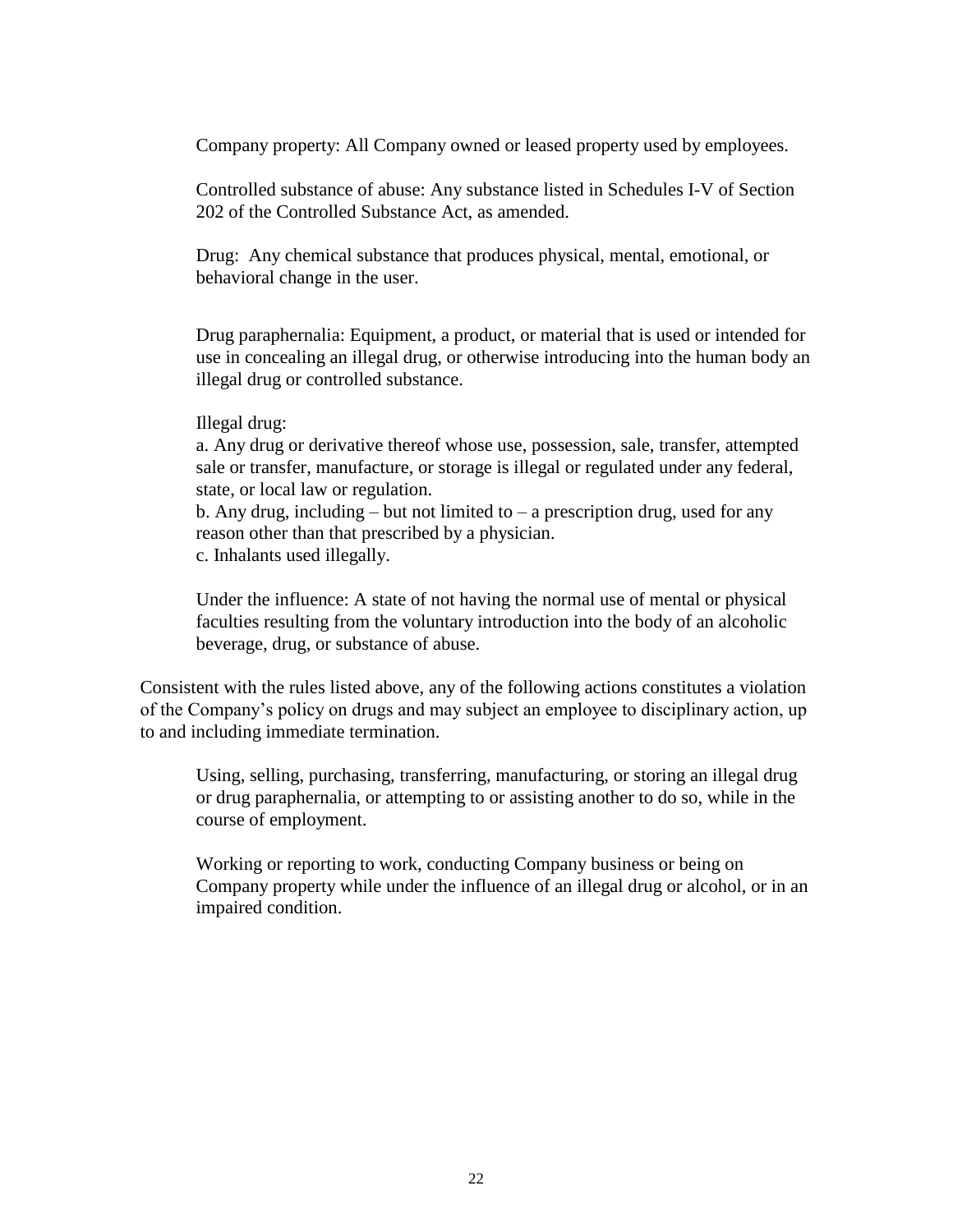Company property: All Company owned or leased property used by employees.

Controlled substance of abuse: Any substance listed in Schedules I-V of Section 202 of the Controlled Substance Act, as amended.

Drug: Any chemical substance that produces physical, mental, emotional, or behavioral change in the user.

Drug paraphernalia: Equipment, a product, or material that is used or intended for use in concealing an illegal drug, or otherwise introducing into the human body an illegal drug or controlled substance.

Illegal drug:
a. Any drug or derivative thereof whose use, possession, sale, transfer, attempted sale or transfer, manufacture, or storage is illegal or regulated under any federal, state, or local law or regulation.
b. Any drug, including – but not limited to – a prescription drug, used for any reason other than that prescribed by a physician.
c. Inhalants used illegally.

Under the influence: A state of not having the normal use of mental or physical faculties resulting from the voluntary introduction into the body of an alcoholic beverage, drug, or substance of abuse.

Consistent with the rules listed above, any of the following actions constitutes a violation of the Company's policy on drugs and may subject an employee to disciplinary action, up to and including immediate termination.

Using, selling, purchasing, transferring, manufacturing, or storing an illegal drug or drug paraphernalia, or attempting to or assisting another to do so, while in the course of employment.

Working or reporting to work, conducting Company business or being on Company property while under the influence of an illegal drug or alcohol, or in an impaired condition.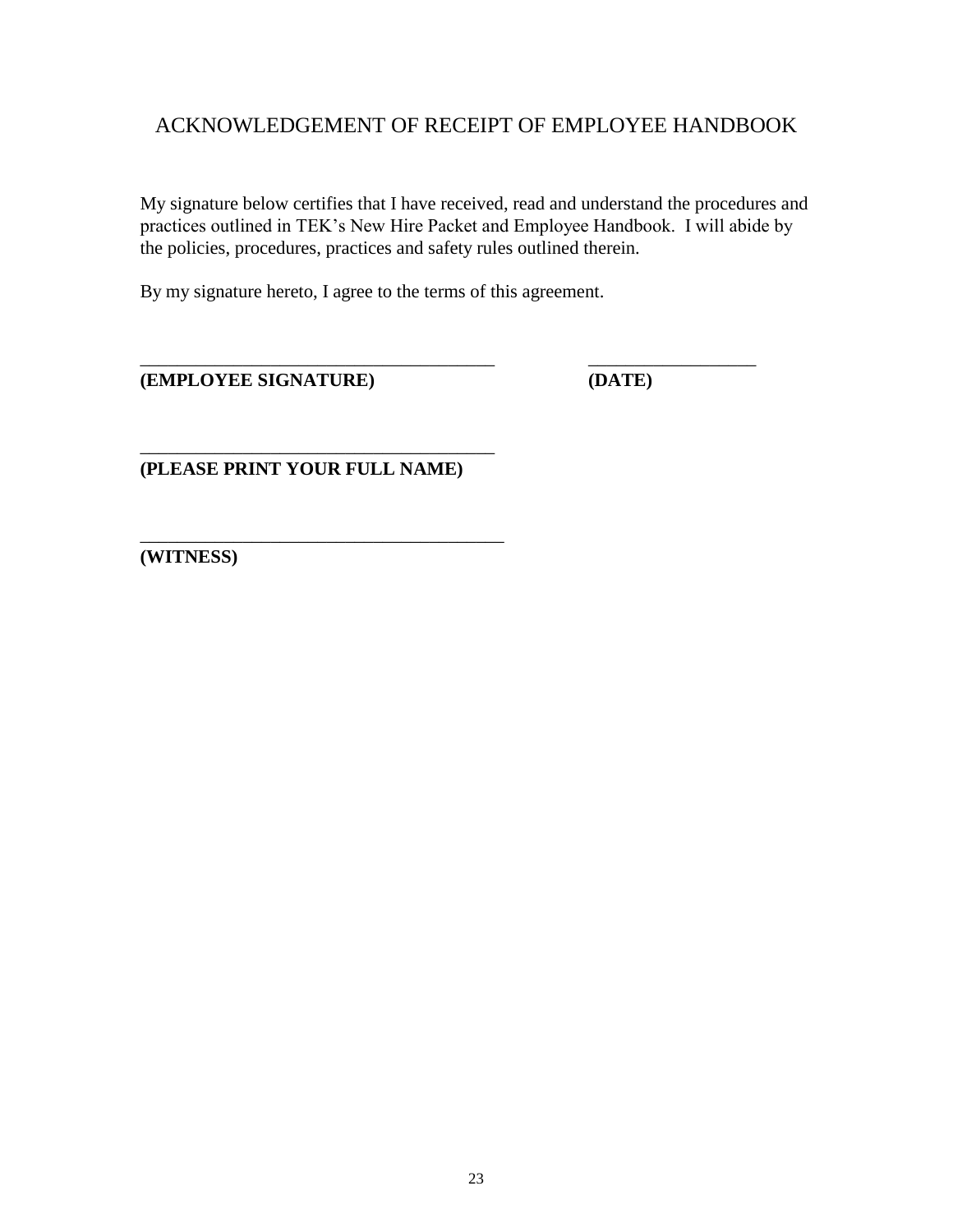# ACKNOWLEDGEMENT OF RECEIPT OF EMPLOYEE HANDBOOK

My signature below certifies that I have received, read and understand the procedures and practices outlined in TEK's New Hire Packet and Employee Handbook. I will abide by the policies, procedures, practices and safety rules outlined therein.

By my signature hereto, I agree to the terms of this agreement.

\_\_\_\_\_\_\_\_\_\_\_\_\_\_\_\_\_\_\_\_\_\_\_\_\_\_\_\_\_\_\_\_\_\_\_\_\_\_\_ \_\_\_\_\_\_\_\_\_\_\_\_\_\_\_\_\_\_\_\_
**(EMPLOYEE SIGNATURE)** **(DATE)**

\_\_\_\_\_\_\_\_\_\_\_\_\_\_\_\_\_\_\_\_\_\_\_\_\_\_\_\_\_\_\_\_\_\_\_\_\_\_\_
**(PLEASE PRINT YOUR FULL NAME)**

\_\_\_\_\_\_\_\_\_\_\_\_\_\_\_\_\_\_\_\_\_\_\_\_\_\_\_\_\_\_\_\_\_\_\_\_\_\_\_
**(WITNESS)**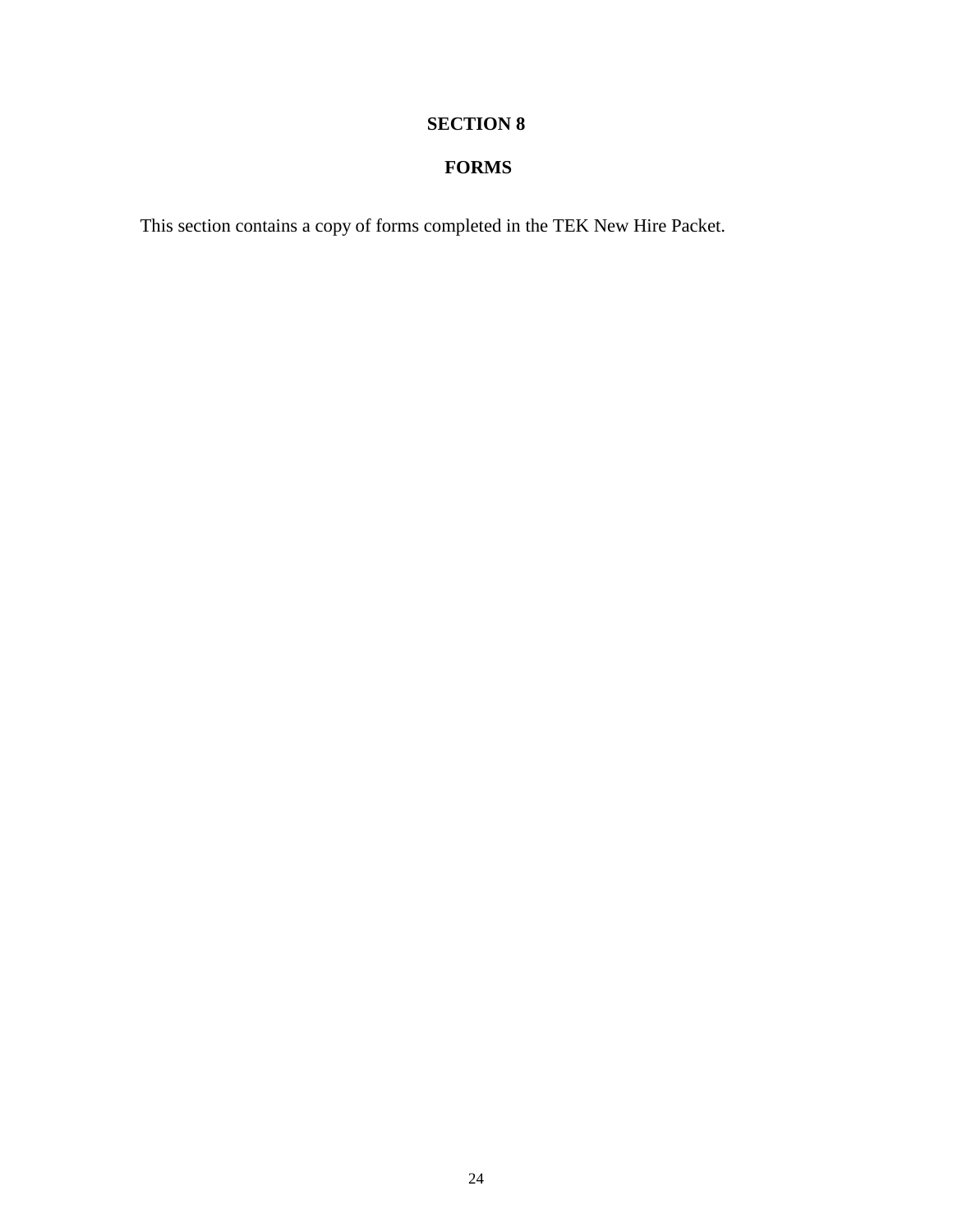# SECTION 8

## FORMS

This section contains a copy of forms completed in the TEK New Hire Packet.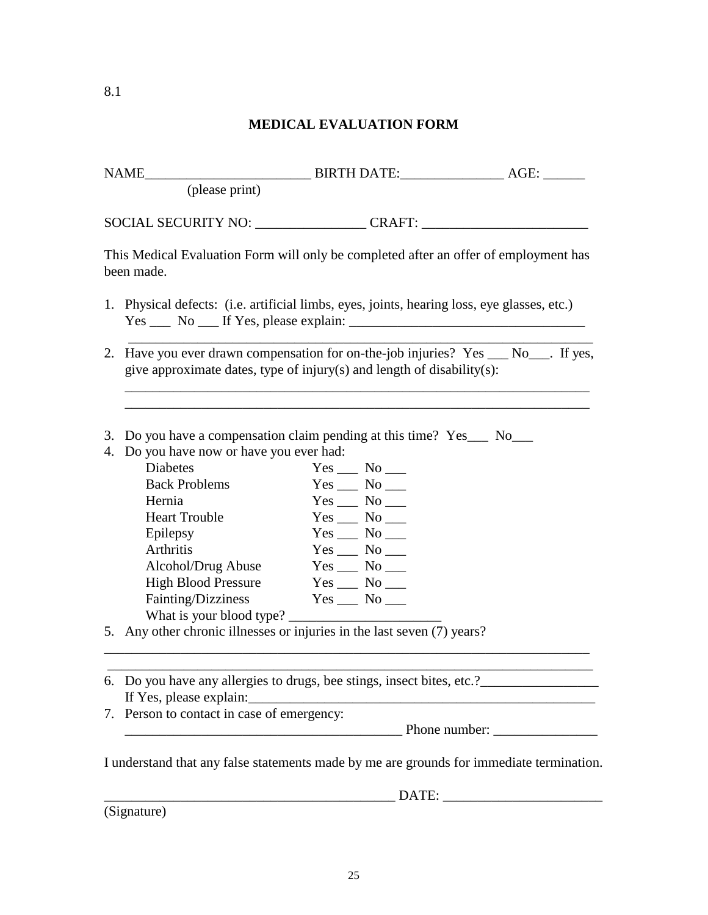8.1

# MEDICAL EVALUATION FORM

NAME________________________ BIRTH DATE:_______________ AGE: ______
(please print)

SOCIAL SECURITY NO: ________________ CRAFT: ________________________

This Medical Evaluation Form will only be completed after an offer of employment has been made.

1. Physical defects: (i.e. artificial limbs, eyes, joints, hearing loss, eye glasses, etc.)
   Yes ___ No ___ If Yes, please explain: ___________________________________
   ______________________________________________________________________
2. Have you ever drawn compensation for on-the-job injuries? Yes ___ No___. If yes, give approximate dates, type of injury(s) and length of disability(s):
   ______________________________________________________________________
   ______________________________________________________________________
3. Do you have a compensation claim pending at this time? Yes___ No___
4. Do you have now or have you ever had:

   | | |
   |---|---|
   | Diabetes | Yes ___ No ___ |
   | Back Problems | Yes ___ No ___ |
   | Hernia | Yes ___ No ___ |
   | Heart Trouble | Yes ___ No ___ |
   | Epilepsy | Yes ___ No ___ |
   | Arthritis | Yes ___ No ___ |
   | Alcohol/Drug Abuse | Yes ___ No ___ |
   | High Blood Pressure | Yes ___ No ___ |
   | Fainting/Dizziness | Yes ___ No ___ |

   What is your blood type? ______________________
5. Any other chronic illnesses or injuries in the last seven (7) years?
   ______________________________________________________________________
   ______________________________________________________________________
6. Do you have any allergies to drugs, bee stings, insect bites, etc.?_________________
   If Yes, please explain:_____________________________________________________
7. Person to contact in case of emergency:
   ________________________________________ Phone number: _______________

I understand that any false statements made by me are grounds for immediate termination.

__________________________________________ DATE: _______________________
(Signature)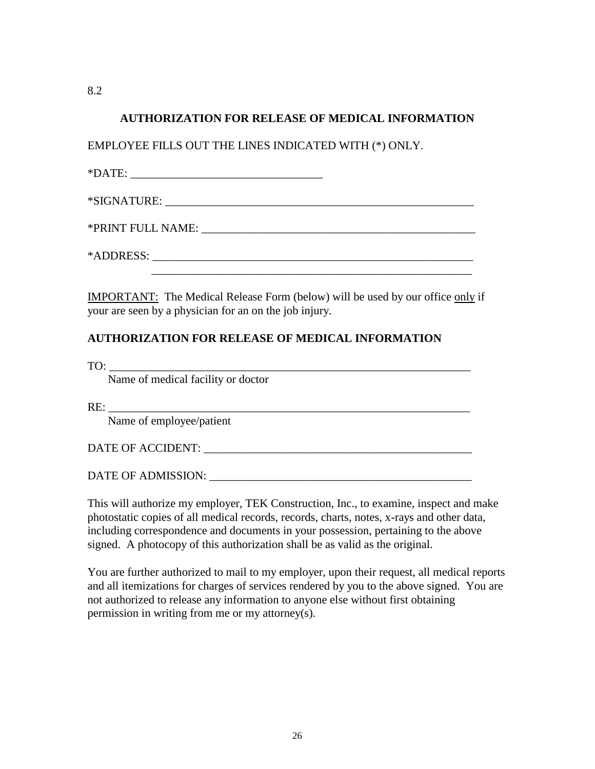8.2

## AUTHORIZATION FOR RELEASE OF MEDICAL INFORMATION

EMPLOYEE FILLS OUT THE LINES INDICATED WITH (*) ONLY.

*DATE: _________________________________

*SIGNATURE: ______________________________________________________

*PRINT FULL NAME: ________________________________________________

*ADDRESS: ________________________________________________________
________________________________________________________

<u>IMPORTANT:</u> The Medical Release Form (below) will be used by our office <u>only</u> if your are seen by a physician for an on the job injury.

## AUTHORIZATION FOR RELEASE OF MEDICAL INFORMATION

TO: ______________________________________________________________
Name of medical facility or doctor

RE: ______________________________________________________________
Name of employee/patient

DATE OF ACCIDENT: _______________________________________________

DATE OF ADMISSION: ______________________________________________

This will authorize my employer, TEK Construction, Inc., to examine, inspect and make photostatic copies of all medical records, records, charts, notes, x-rays and other data, including correspondence and documents in your possession, pertaining to the above signed. A photocopy of this authorization shall be as valid as the original.

You are further authorized to mail to my employer, upon their request, all medical reports and all itemizations for charges of services rendered by you to the above signed. You are not authorized to release any information to anyone else without first obtaining permission in writing from me or my attorney(s).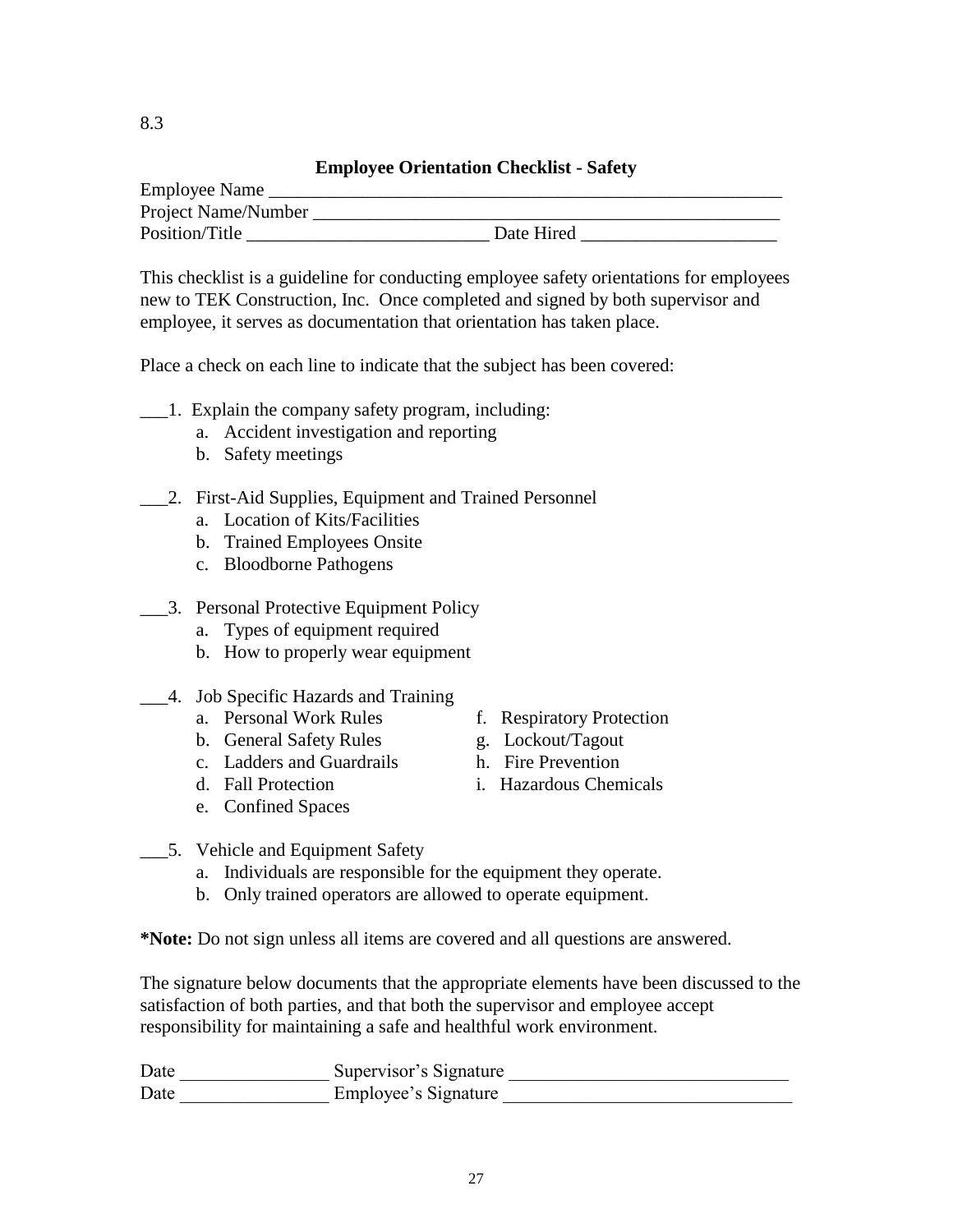8.3

## Employee Orientation Checklist - Safety

Employee Name ___________________________________________________________

Project Name/Number ______________________________________________________

Position/Title __________________________ Date Hired _____________________

This checklist is a guideline for conducting employee safety orientations for employees new to TEK Construction, Inc. Once completed and signed by both supervisor and employee, it serves as documentation that orientation has taken place.

Place a check on each line to indicate that the subject has been covered:

___1. Explain the company safety program, including:

   a. Accident investigation and reporting
   b. Safety meetings

___2. First-Aid Supplies, Equipment and Trained Personnel

   a. Location of Kits/Facilities
   b. Trained Employees Onsite
   c. Bloodborne Pathogens

___3. Personal Protective Equipment Policy

   a. Types of equipment required
   b. How to properly wear equipment

___4. Job Specific Hazards and Training

   a. Personal Work Rules
   b. General Safety Rules
   c. Ladders and Guardrails
   d. Fall Protection
   e. Confined Spaces
   f. Respiratory Protection
   g. Lockout/Tagout
   h. Fire Prevention
   i. Hazardous Chemicals

___5. Vehicle and Equipment Safety

   a. Individuals are responsible for the equipment they operate.
   b. Only trained operators are allowed to operate equipment.

***Note:** Do not sign unless all items are covered and all questions are answered.

The signature below documents that the appropriate elements have been discussed to the satisfaction of both parties, and that both the supervisor and employee accept responsibility for maintaining a safe and healthful work environment.

Date ________________ Supervisor's Signature ______________________________

Date ________________ Employee's Signature _______________________________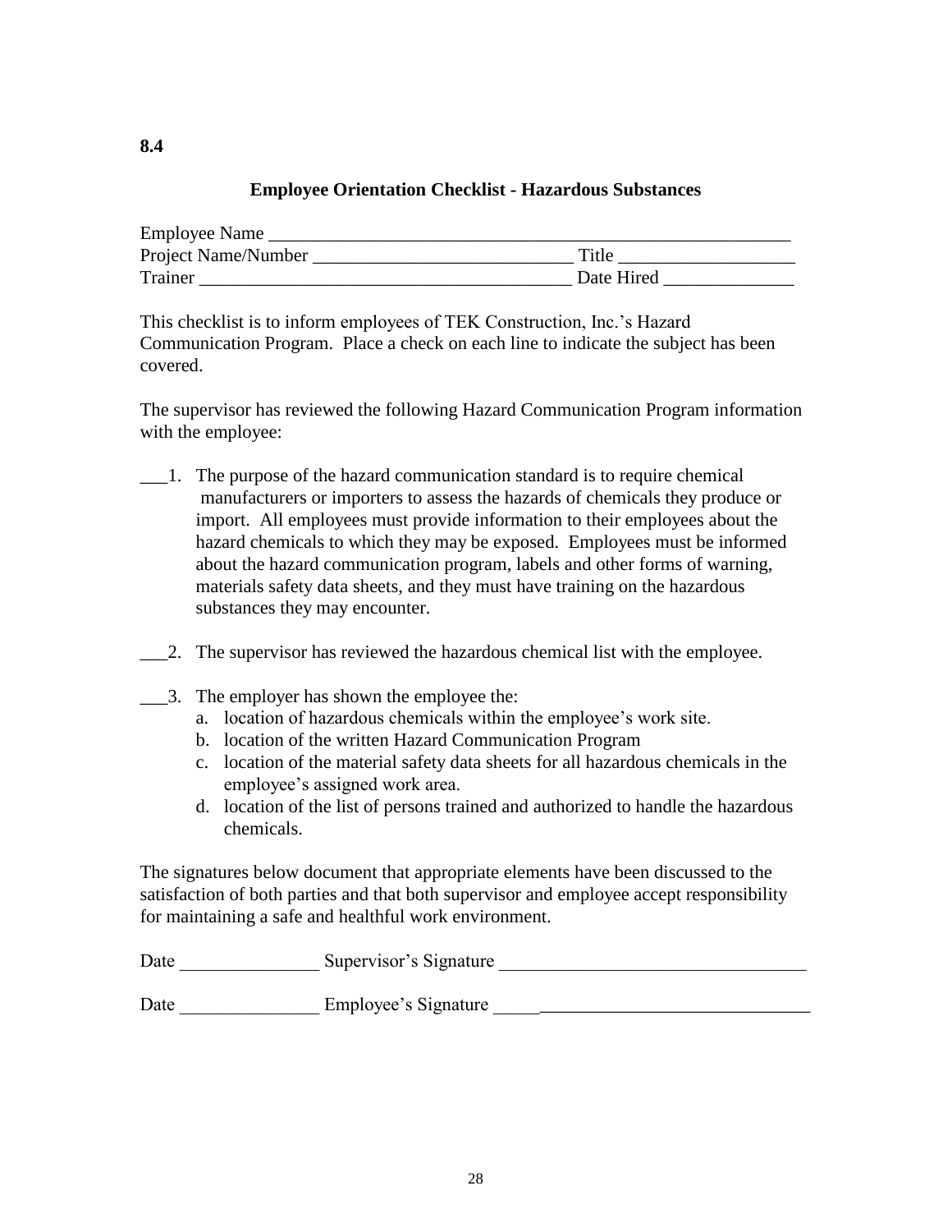**8.4**

## Employee Orientation Checklist - Hazardous Substances

Employee Name ____________________________________________________________
Project Name/Number ____________________________ Title ___________________
Trainer ________________________________________ Date Hired ______________

This checklist is to inform employees of TEK Construction, Inc.'s Hazard Communication Program. Place a check on each line to indicate the subject has been covered.

The supervisor has reviewed the following Hazard Communication Program information with the employee:

___1. The purpose of the hazard communication standard is to require chemical manufacturers or importers to assess the hazards of chemicals they produce or import. All employees must provide information to their employees about the hazard chemicals to which they may be exposed. Employees must be informed about the hazard communication program, labels and other forms of warning, materials safety data sheets, and they must have training on the hazardous substances they may encounter.

___2. The supervisor has reviewed the hazardous chemical list with the employee.

___3. The employer has shown the employee the:

a. location of hazardous chemicals within the employee's work site.
b. location of the written Hazard Communication Program
c. location of the material safety data sheets for all hazardous chemicals in the employee's assigned work area.
d. location of the list of persons trained and authorized to handle the hazardous chemicals.

The signatures below document that appropriate elements have been discussed to the satisfaction of both parties and that both supervisor and employee accept responsibility for maintaining a safe and healthful work environment.

Date _______________ Supervisor's Signature _________________________________

Date _______________ Employee's Signature __________________________________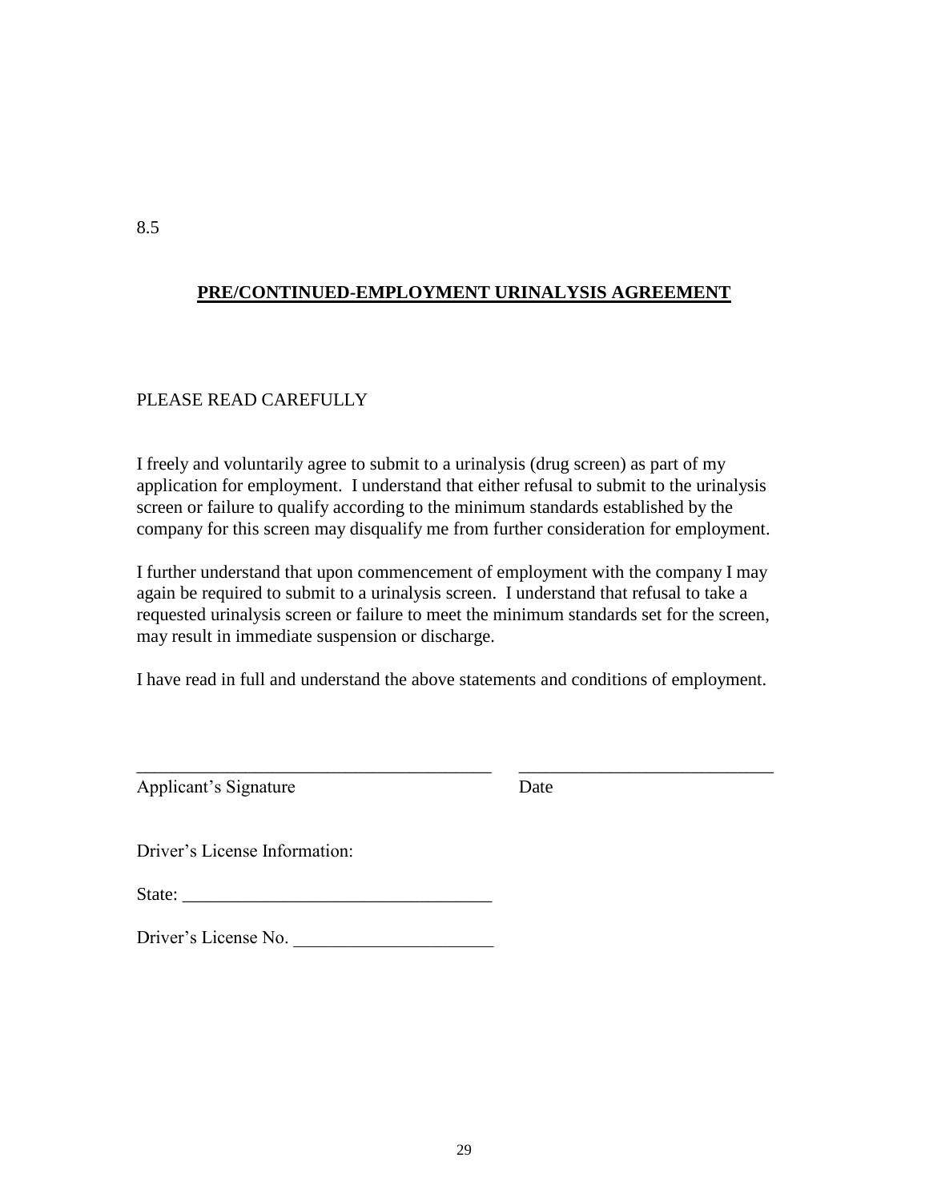8.5

## PRE/CONTINUED-EMPLOYMENT URINALYSIS AGREEMENT

PLEASE READ CAREFULLY

I freely and voluntarily agree to submit to a urinalysis (drug screen) as part of my application for employment. I understand that either refusal to submit to the urinalysis screen or failure to qualify according to the minimum standards established by the company for this screen may disqualify me from further consideration for employment.

I further understand that upon commencement of employment with the company I may again be required to submit to a urinalysis screen. I understand that refusal to take a requested urinalysis screen or failure to meet the minimum standards set for the screen, may result in immediate suspension or discharge.

I have read in full and understand the above statements and conditions of employment.

________________________________________ ____________________________

Applicant's Signature Date

Driver's License Information:

State: _________________________________

Driver's License No. ______________________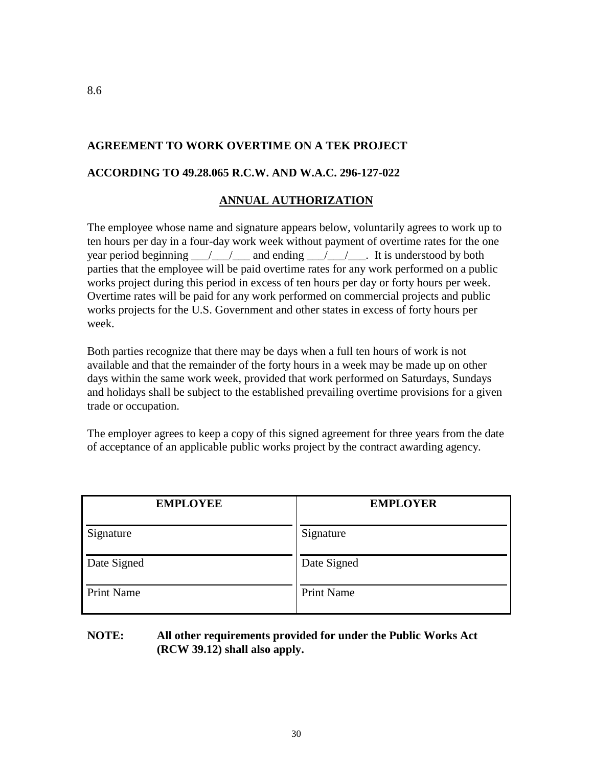8.6

## AGREEMENT TO WORK OVERTIME ON A TEK PROJECT

## ACCORDING TO 49.28.065 R.C.W. AND W.A.C. 296-127-022

## ANNUAL AUTHORIZATION

The employee whose name and signature appears below, voluntarily agrees to work up to ten hours per day in a four-day work week without payment of overtime rates for the one year period beginning ___/___/___ and ending ___/___/___. It is understood by both parties that the employee will be paid overtime rates for any work performed on a public works project during this period in excess of ten hours per day or forty hours per week. Overtime rates will be paid for any work performed on commercial projects and public works projects for the U.S. Government and other states in excess of forty hours per week.

Both parties recognize that there may be days when a full ten hours of work is not available and that the remainder of the forty hours in a week may be made up on other days within the same work week, provided that work performed on Saturdays, Sundays and holidays shall be subject to the established prevailing overtime provisions for a given trade or occupation.

The employer agrees to keep a copy of this signed agreement for three years from the date of acceptance of an applicable public works project by the contract awarding agency.

| EMPLOYEE | EMPLOYER |
|---|---|
| Signature | Signature |
| Date Signed | Date Signed |
| Print Name | Print Name |

**NOTE: All other requirements provided for under the Public Works Act (RCW 39.12) shall also apply.**